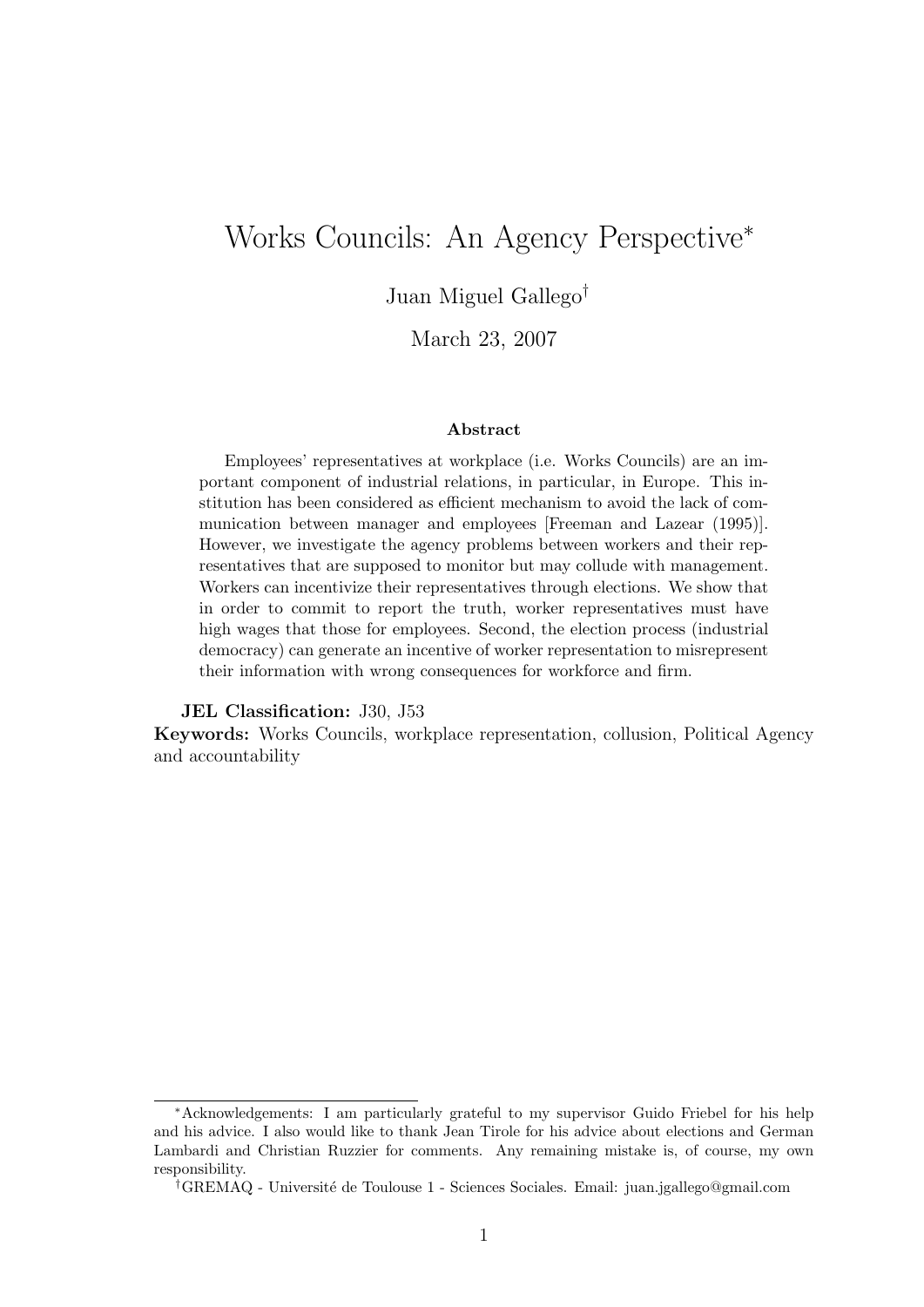# Works Councils: An Agency Perspective[*]

Juan Miguel Gallego[†]

March 23, 2007

**Abstract**

Employees' representatives at workplace (i.e. Works Councils) are an important component of industrial relations, in particular, in Europe. This institution has been considered as efficient mechanism to avoid the lack of communication between manager and employees [Freeman and Lazear (1995)]. However, we investigate the agency problems between workers and their representatives that are supposed to monitor but may collude with management. Workers can incentivize their representatives through elections. We show that in order to commit to report the truth, worker representatives must have high wages that those for employees. Second, the election process (industrial democracy) can generate an incentive of worker representation to misrepresent their information with wrong consequences for workforce and firm.

**JEL Classification:** J30, J53

**Keywords:** Works Councils, workplace representation, collusion, Political Agency and accountability

---

[*]Acknowledgements: I am particularly grateful to my supervisor Guido Friebel for his help and his advice. I also would like to thank Jean Tirole for his advice about elections and German Lambardi and Christian Ruzzier for comments. Any remaining mistake is, of course, my own responsibility.

[†]GREMAQ - Université de Toulouse 1 - Sciences Sociales. Email: juan.jgallego@gmail.com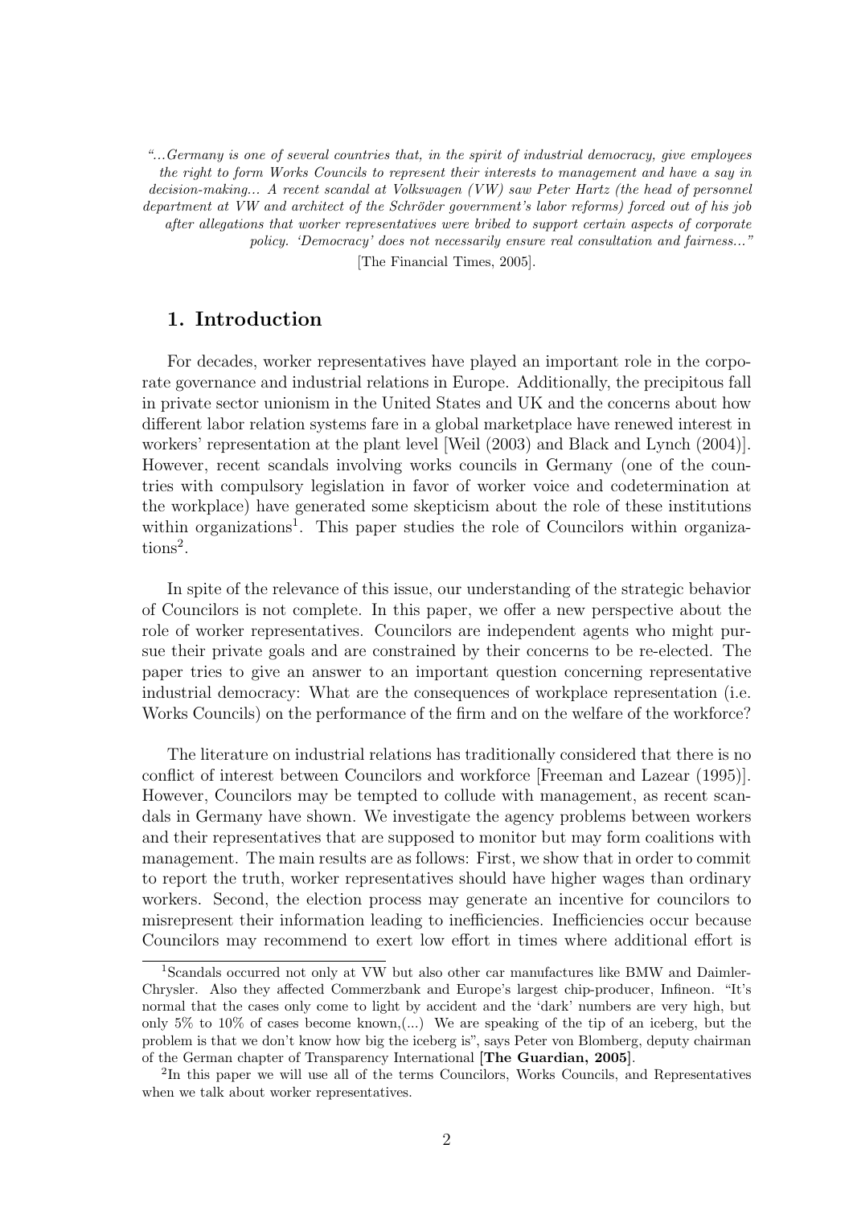*"...Germany is one of several countries that, in the spirit of industrial democracy, give employees the right to form Works Councils to represent their interests to management and have a say in decision-making... A recent scandal at Volkswagen (VW) saw Peter Hartz (the head of personnel department at VW and architect of the Schröder government's labor reforms) forced out of his job after allegations that worker representatives were bribed to support certain aspects of corporate policy. 'Democracy' does not necessarily ensure real consultation and fairness..."*

[The Financial Times, 2005].

## 1. Introduction

For decades, worker representatives have played an important role in the corporate governance and industrial relations in Europe. Additionally, the precipitous fall in private sector unionism in the United States and UK and the concerns about how different labor relation systems fare in a global marketplace have renewed interest in workers' representation at the plant level [Weil (2003) and Black and Lynch (2004)]. However, recent scandals involving works councils in Germany (one of the countries with compulsory legislation in favor of worker voice and codetermination at the workplace) have generated some skepticism about the role of these institutions within organizations[1]. This paper studies the role of Councilors within organizations[2].

In spite of the relevance of this issue, our understanding of the strategic behavior of Councilors is not complete. In this paper, we offer a new perspective about the role of worker representatives. Councilors are independent agents who might pursue their private goals and are constrained by their concerns to be re-elected. The paper tries to give an answer to an important question concerning representative industrial democracy: What are the consequences of workplace representation (i.e. Works Councils) on the performance of the firm and on the welfare of the workforce?

The literature on industrial relations has traditionally considered that there is no conflict of interest between Councilors and workforce [Freeman and Lazear (1995)]. However, Councilors may be tempted to collude with management, as recent scandals in Germany have shown. We investigate the agency problems between workers and their representatives that are supposed to monitor but may form coalitions with management. The main results are as follows: First, we show that in order to commit to report the truth, worker representatives should have higher wages than ordinary workers. Second, the election process may generate an incentive for councilors to misrepresent their information leading to inefficiencies. Inefficiencies occur because Councilors may recommend to exert low effort in times where additional effort is

[1] Scandals occurred not only at VW but also other car manufactures like BMW and Daimler-Chrysler. Also they affected Commerzbank and Europe's largest chip-producer, Infineon. "It's normal that the cases only come to light by accident and the 'dark' numbers are very high, but only 5% to 10% of cases become known,(...) We are speaking of the tip of an iceberg, but the problem is that we don't know how big the iceberg is", says Peter von Blomberg, deputy chairman of the German chapter of Transparency International [**The Guardian, 2005**].

[2] In this paper we will use all of the terms Councilors, Works Councils, and Representatives when we talk about worker representatives.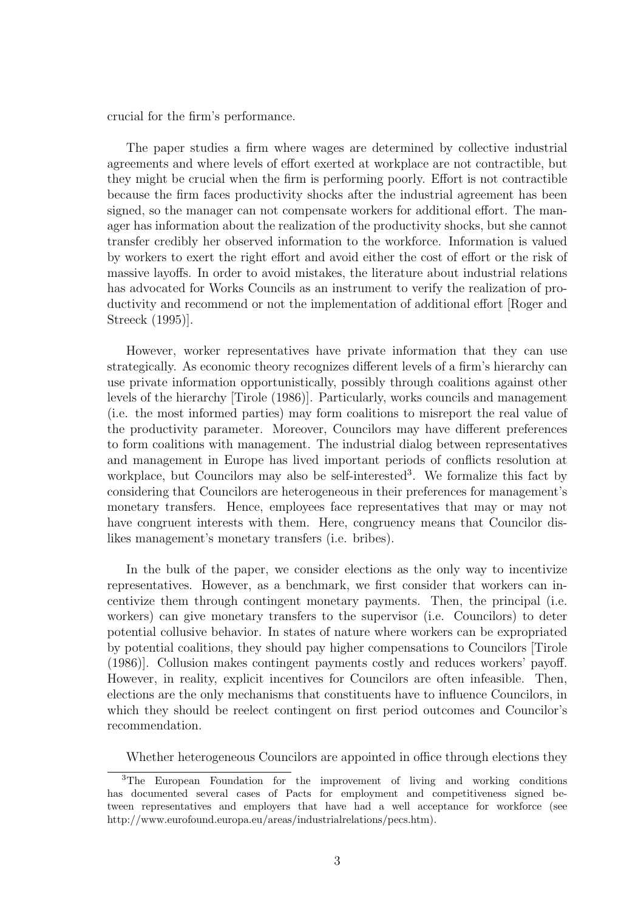crucial for the firm's performance.

The paper studies a firm where wages are determined by collective industrial agreements and where levels of effort exerted at workplace are not contractible, but they might be crucial when the firm is performing poorly. Effort is not contractible because the firm faces productivity shocks after the industrial agreement has been signed, so the manager can not compensate workers for additional effort. The manager has information about the realization of the productivity shocks, but she cannot transfer credibly her observed information to the workforce. Information is valued by workers to exert the right effort and avoid either the cost of effort or the risk of massive layoffs. In order to avoid mistakes, the literature about industrial relations has advocated for Works Councils as an instrument to verify the realization of productivity and recommend or not the implementation of additional effort [Roger and Streeck (1995)].

However, worker representatives have private information that they can use strategically. As economic theory recognizes different levels of a firm's hierarchy can use private information opportunistically, possibly through coalitions against other levels of the hierarchy [Tirole (1986)]. Particularly, works councils and management (i.e. the most informed parties) may form coalitions to misreport the real value of the productivity parameter. Moreover, Councilors may have different preferences to form coalitions with management. The industrial dialog between representatives and management in Europe has lived important periods of conflicts resolution at workplace, but Councilors may also be self-interested[3]. We formalize this fact by considering that Councilors are heterogeneous in their preferences for management's monetary transfers. Hence, employees face representatives that may or may not have congruent interests with them. Here, congruency means that Councilor dislikes management's monetary transfers (i.e. bribes).

In the bulk of the paper, we consider elections as the only way to incentivize representatives. However, as a benchmark, we first consider that workers can incentivize them through contingent monetary payments. Then, the principal (i.e. workers) can give monetary transfers to the supervisor (i.e. Councilors) to deter potential collusive behavior. In states of nature where workers can be expropriated by potential coalitions, they should pay higher compensations to Councilors [Tirole (1986)]. Collusion makes contingent payments costly and reduces workers' payoff. However, in reality, explicit incentives for Councilors are often infeasible. Then, elections are the only mechanisms that constituents have to influence Councilors, in which they should be reelect contingent on first period outcomes and Councilor's recommendation.

Whether heterogeneous Councilors are appointed in office through elections they

[3]The European Foundation for the improvement of living and working conditions has documented several cases of Pacts for employment and competitiveness signed between representatives and employers that have had a well acceptance for workforce (see http://www.eurofound.europa.eu/areas/industrialrelations/pecs.htm).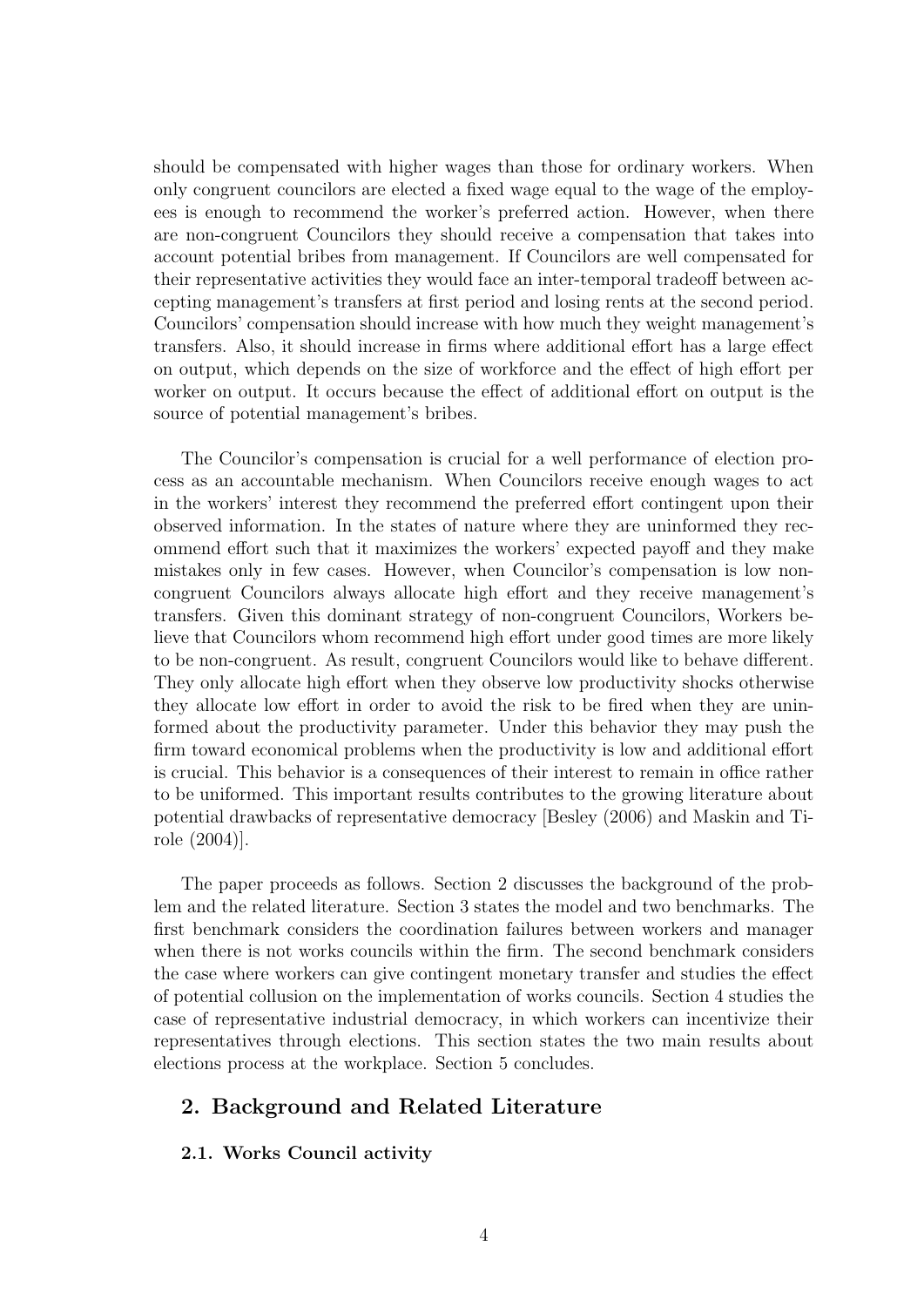should be compensated with higher wages than those for ordinary workers. When only congruent councilors are elected a fixed wage equal to the wage of the employees is enough to recommend the worker's preferred action. However, when there are non-congruent Councilors they should receive a compensation that takes into account potential bribes from management. If Councilors are well compensated for their representative activities they would face an inter-temporal tradeoff between accepting management's transfers at first period and losing rents at the second period. Councilors' compensation should increase with how much they weight management's transfers. Also, it should increase in firms where additional effort has a large effect on output, which depends on the size of workforce and the effect of high effort per worker on output. It occurs because the effect of additional effort on output is the source of potential management's bribes.

The Councilor's compensation is crucial for a well performance of election process as an accountable mechanism. When Councilors receive enough wages to act in the workers' interest they recommend the preferred effort contingent upon their observed information. In the states of nature where they are uninformed they recommend effort such that it maximizes the workers' expected payoff and they make mistakes only in few cases. However, when Councilor's compensation is low non-congruent Councilors always allocate high effort and they receive management's transfers. Given this dominant strategy of non-congruent Councilors, Workers believe that Councilors whom recommend high effort under good times are more likely to be non-congruent. As result, congruent Councilors would like to behave different. They only allocate high effort when they observe low productivity shocks otherwise they allocate low effort in order to avoid the risk to be fired when they are uninformed about the productivity parameter. Under this behavior they may push the firm toward economical problems when the productivity is low and additional effort is crucial. This behavior is a consequences of their interest to remain in office rather to be uniformed. This important results contributes to the growing literature about potential drawbacks of representative democracy [Besley (2006) and Maskin and Tirole (2004)].

The paper proceeds as follows. Section 2 discusses the background of the problem and the related literature. Section 3 states the model and two benchmarks. The first benchmark considers the coordination failures between workers and manager when there is not works councils within the firm. The second benchmark considers the case where workers can give contingent monetary transfer and studies the effect of potential collusion on the implementation of works councils. Section 4 studies the case of representative industrial democracy, in which workers can incentivize their representatives through elections. This section states the two main results about elections process at the workplace. Section 5 concludes.

## 2. Background and Related Literature

### 2.1. Works Council activity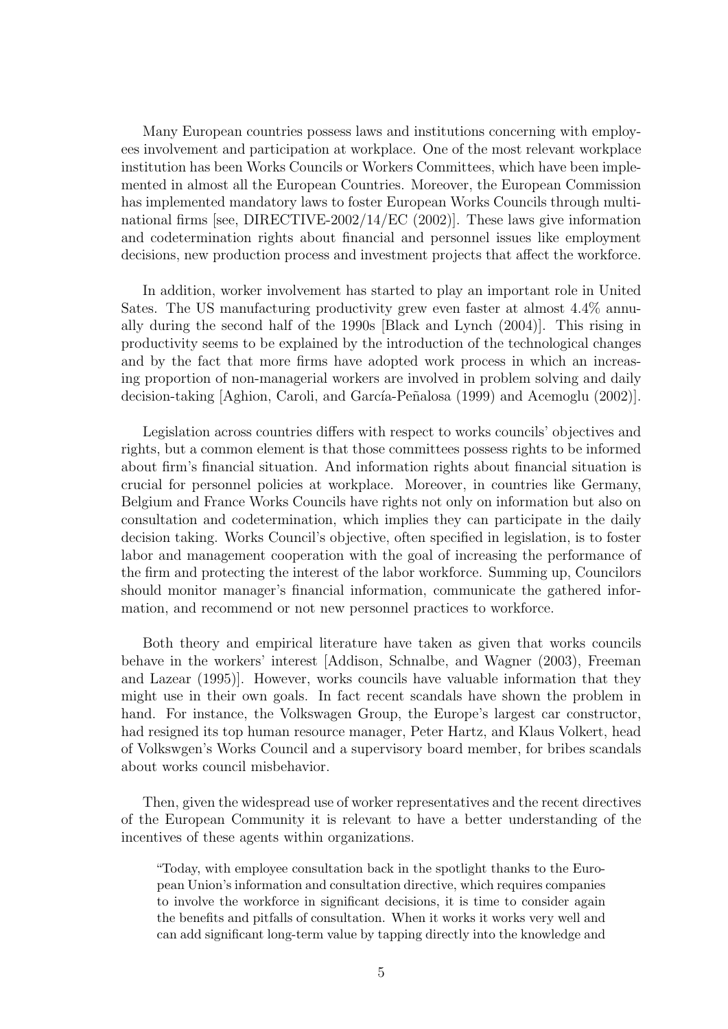Many European countries possess laws and institutions concerning with employees involvement and participation at workplace. One of the most relevant workplace institution has been Works Councils or Workers Committees, which have been implemented in almost all the European Countries. Moreover, the European Commission has implemented mandatory laws to foster European Works Councils through multinational firms [see, DIRECTIVE-2002/14/EC (2002)]. These laws give information and codetermination rights about financial and personnel issues like employment decisions, new production process and investment projects that affect the workforce.

In addition, worker involvement has started to play an important role in United Sates. The US manufacturing productivity grew even faster at almost 4.4% annually during the second half of the 1990s [Black and Lynch (2004)]. This rising in productivity seems to be explained by the introduction of the technological changes and by the fact that more firms have adopted work process in which an increasing proportion of non-managerial workers are involved in problem solving and daily decision-taking [Aghion, Caroli, and García-Peñalosa (1999) and Acemoglu (2002)].

Legislation across countries differs with respect to works councils' objectives and rights, but a common element is that those committees possess rights to be informed about firm's financial situation. And information rights about financial situation is crucial for personnel policies at workplace. Moreover, in countries like Germany, Belgium and France Works Councils have rights not only on information but also on consultation and codetermination, which implies they can participate in the daily decision taking. Works Council's objective, often specified in legislation, is to foster labor and management cooperation with the goal of increasing the performance of the firm and protecting the interest of the labor workforce. Summing up, Councilors should monitor manager's financial information, communicate the gathered information, and recommend or not new personnel practices to workforce.

Both theory and empirical literature have taken as given that works councils behave in the workers' interest [Addison, Schnalbe, and Wagner (2003), Freeman and Lazear (1995)]. However, works councils have valuable information that they might use in their own goals. In fact recent scandals have shown the problem in hand. For instance, the Volkswagen Group, the Europe's largest car constructor, had resigned its top human resource manager, Peter Hartz, and Klaus Volkert, head of Volkswgen's Works Council and a supervisory board member, for bribes scandals about works council misbehavior.

Then, given the widespread use of worker representatives and the recent directives of the European Community it is relevant to have a better understanding of the incentives of these agents within organizations.

> "Today, with employee consultation back in the spotlight thanks to the European Union's information and consultation directive, which requires companies to involve the workforce in significant decisions, it is time to consider again the benefits and pitfalls of consultation. When it works it works very well and can add significant long-term value by tapping directly into the knowledge and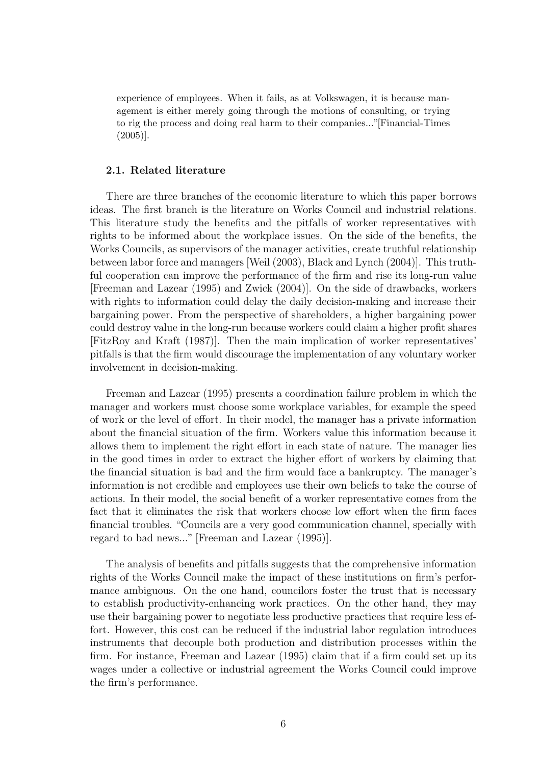experience of employees. When it fails, as at Volkswagen, it is because management is either merely going through the motions of consulting, or trying to rig the process and doing real harm to their companies..."[Financial-Times (2005)].

### 2.1. Related literature

There are three branches of the economic literature to which this paper borrows ideas. The first branch is the literature on Works Council and industrial relations. This literature study the benefits and the pitfalls of worker representatives with rights to be informed about the workplace issues. On the side of the benefits, the Works Councils, as supervisors of the manager activities, create truthful relationship between labor force and managers [Weil (2003), Black and Lynch (2004)]. This truthful cooperation can improve the performance of the firm and rise its long-run value [Freeman and Lazear (1995) and Zwick (2004)]. On the side of drawbacks, workers with rights to information could delay the daily decision-making and increase their bargaining power. From the perspective of shareholders, a higher bargaining power could destroy value in the long-run because workers could claim a higher profit shares [FitzRoy and Kraft (1987)]. Then the main implication of worker representatives' pitfalls is that the firm would discourage the implementation of any voluntary worker involvement in decision-making.

Freeman and Lazear (1995) presents a coordination failure problem in which the manager and workers must choose some workplace variables, for example the speed of work or the level of effort. In their model, the manager has a private information about the financial situation of the firm. Workers value this information because it allows them to implement the right effort in each state of nature. The manager lies in the good times in order to extract the higher effort of workers by claiming that the financial situation is bad and the firm would face a bankruptcy. The manager's information is not credible and employees use their own beliefs to take the course of actions. In their model, the social benefit of a worker representative comes from the fact that it eliminates the risk that workers choose low effort when the firm faces financial troubles. "Councils are a very good communication channel, specially with regard to bad news..." [Freeman and Lazear (1995)].

The analysis of benefits and pitfalls suggests that the comprehensive information rights of the Works Council make the impact of these institutions on firm's performance ambiguous. On the one hand, councilors foster the trust that is necessary to establish productivity-enhancing work practices. On the other hand, they may use their bargaining power to negotiate less productive practices that require less effort. However, this cost can be reduced if the industrial labor regulation introduces instruments that decouple both production and distribution processes within the firm. For instance, Freeman and Lazear (1995) claim that if a firm could set up its wages under a collective or industrial agreement the Works Council could improve the firm's performance.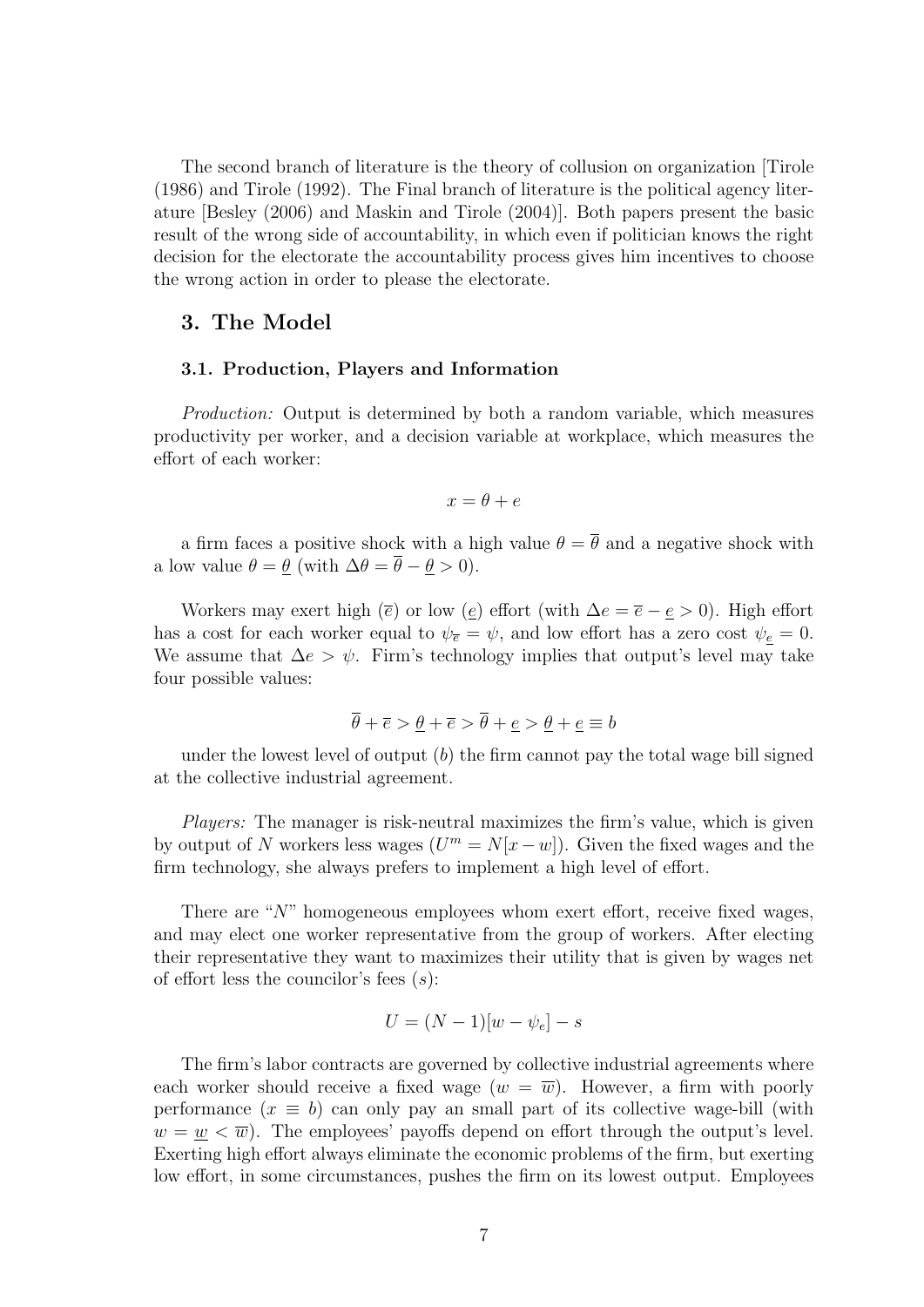The second branch of literature is the theory of collusion on organization [Tirole (1986) and Tirole (1992). The Final branch of literature is the political agency literature [Besley (2006) and Maskin and Tirole (2004)]. Both papers present the basic result of the wrong side of accountability, in which even if politician knows the right decision for the electorate the accountability process gives him incentives to choose the wrong action in order to please the electorate.

## 3. The Model

### 3.1. Production, Players and Information

*Production:* Output is determined by both a random variable, which measures productivity per worker, and a decision variable at workplace, which measures the effort of each worker:

$$x = \theta + e$$

a firm faces a positive shock with a high value $\theta = \overline{\theta}$ and a negative shock with a low value $\theta = \underline{\theta}$ (with $\Delta\theta = \overline{\theta} - \underline{\theta} > 0$).

Workers may exert high ($\overline{e}$) or low ($\underline{e}$) effort (with $\Delta e = \overline{e} - \underline{e} > 0$). High effort has a cost for each worker equal to $\psi_{\overline{e}} = \psi$, and low effort has a zero cost $\psi_{\underline{e}} = 0$. We assume that $\Delta e > \psi$. Firm's technology implies that output's level may take four possible values:

$$\overline{\theta} + \overline{e} > \underline{\theta} + \overline{e} > \overline{\theta} + \underline{e} > \underline{\theta} + \underline{e} \equiv b$$

under the lowest level of output ($b$) the firm cannot pay the total wage bill signed at the collective industrial agreement.

*Players:* The manager is risk-neutral maximizes the firm's value, which is given by output of $N$ workers less wages ($U^m = N[x - w]$). Given the fixed wages and the firm technology, she always prefers to implement a high level of effort.

There are "$N$" homogeneous employees whom exert effort, receive fixed wages, and may elect one worker representative from the group of workers. After electing their representative they want to maximizes their utility that is given by wages net of effort less the councilor's fees ($s$):

$$U = (N - 1)[w - \psi_e] - s$$

The firm's labor contracts are governed by collective industrial agreements where each worker should receive a fixed wage ($w = \overline{w}$). However, a firm with poorly performance ($x \equiv b$) can only pay an small part of its collective wage-bill (with $w = \underline{w} < \overline{w}$). The employees' payoffs depend on effort through the output's level. Exerting high effort always eliminate the economic problems of the firm, but exerting low effort, in some circumstances, pushes the firm on its lowest output. Employees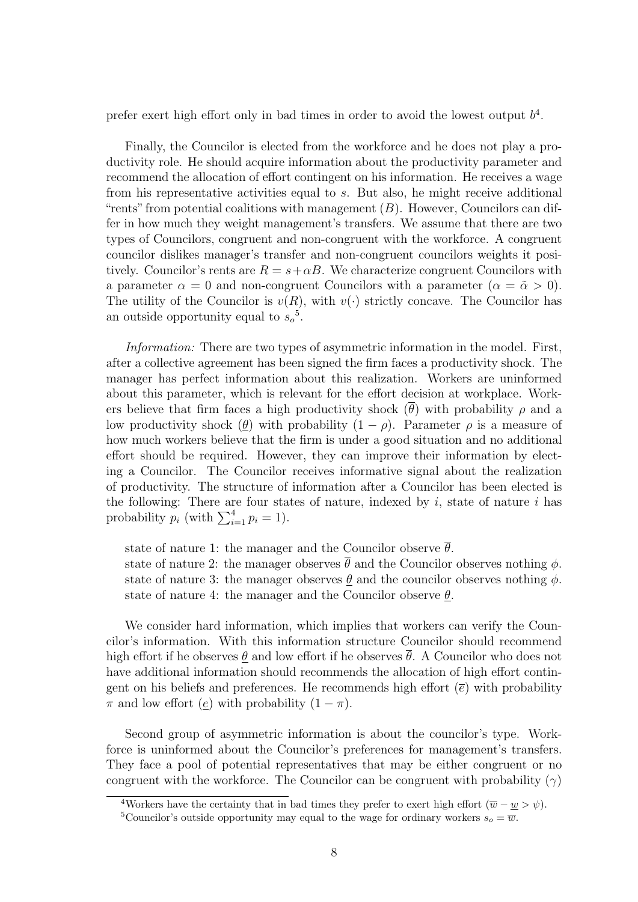prefer exert high effort only in bad times in order to avoid the lowest output $b$[4].

Finally, the Councilor is elected from the workforce and he does not play a productivity role. He should acquire information about the productivity parameter and recommend the allocation of effort contingent on his information. He receives a wage from his representative activities equal to $s$. But also, he might receive additional "rents" from potential coalitions with management $(B)$. However, Councilors can differ in how much they weight management's transfers. We assume that there are two types of Councilors, congruent and non-congruent with the workforce. A congruent councilor dislikes manager's transfer and non-congruent councilors weights it positively. Councilor's rents are $R = s + \alpha B$. We characterize congruent Councilors with a parameter $\alpha = 0$ and non-congruent Councilors with a parameter $(\alpha = \tilde{\alpha} > 0)$. The utility of the Councilor is $v(R)$, with $v(\cdot)$ strictly concave. The Councilor has an outside opportunity equal to $s_o$[5].

*Information:* There are two types of asymmetric information in the model. First, after a collective agreement has been signed the firm faces a productivity shock. The manager has perfect information about this realization. Workers are uninformed about this parameter, which is relevant for the effort decision at workplace. Workers believe that firm faces a high productivity shock $(\overline{\theta})$ with probability $\rho$ and a low productivity shock $(\underline{\theta})$ with probability $(1 - \rho)$. Parameter $\rho$ is a measure of how much workers believe that the firm is under a good situation and no additional effort should be required. However, they can improve their information by electing a Councilor. The Councilor receives informative signal about the realization of productivity. The structure of information after a Councilor has been elected is the following: There are four states of nature, indexed by $i$, state of nature $i$ has probability $p_i$ (with $\sum_{i=1}^{4} p_i = 1$).

state of nature 1: the manager and the Councilor observe $\overline{\theta}$.
state of nature 2: the manager observes $\overline{\theta}$ and the Councilor observes nothing $\phi$.
state of nature 3: the manager observes $\underline{\theta}$ and the councilor observes nothing $\phi$.
state of nature 4: the manager and the Councilor observe $\underline{\theta}$.

We consider hard information, which implies that workers can verify the Councilor's information. With this information structure Councilor should recommend high effort if he observes $\underline{\theta}$ and low effort if he observes $\overline{\theta}$. A Councilor who does not have additional information should recommends the allocation of high effort contingent on his beliefs and preferences. He recommends high effort $(\overline{e})$ with probability $\pi$ and low effort $(\underline{e})$ with probability $(1 - \pi)$.

Second group of asymmetric information is about the councilor's type. Workforce is uninformed about the Councilor's preferences for management's transfers. They face a pool of potential representatives that may be either congruent or no congruent with the workforce. The Councilor can be congruent with probability $(\gamma)$

[4] Workers have the certainty that in bad times they prefer to exert high effort $(\overline{w} - \underline{w} > \psi)$.

[5] Councilor's outside opportunity may equal to the wage for ordinary workers $s_o = \overline{w}$.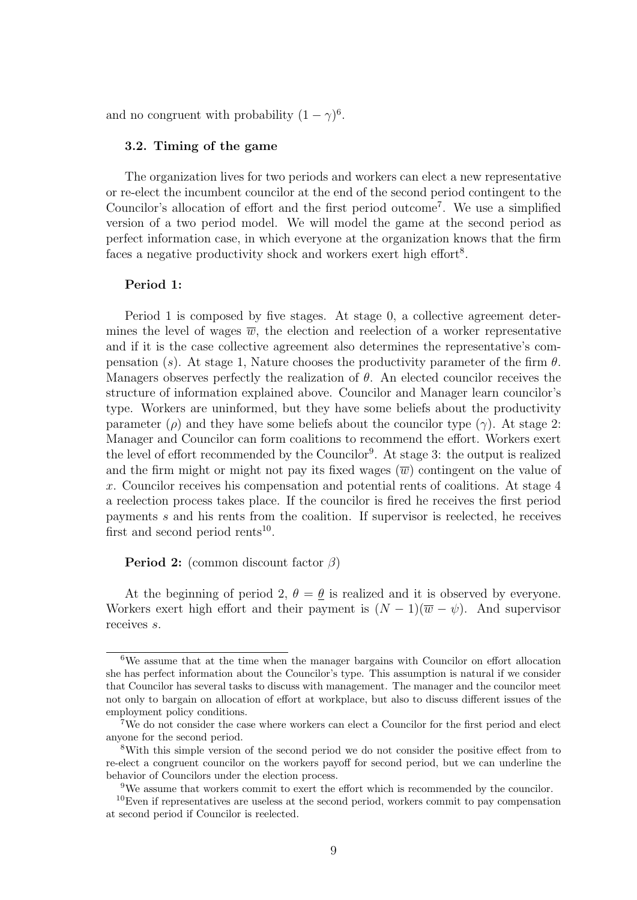and no congruent with probability $(1-\gamma)$[6].

### 3.2. Timing of the game

The organization lives for two periods and workers can elect a new representative or re-elect the incumbent councilor at the end of the second period contingent to the Councilor's allocation of effort and the first period outcome[7]. We use a simplified version of a two period model. We will model the game at the second period as perfect information case, in which everyone at the organization knows that the firm faces a negative productivity shock and workers exert high effort[8].

**Period 1:**

Period 1 is composed by five stages. At stage 0, a collective agreement determines the level of wages $\overline{w}$, the election and reelection of a worker representative and if it is the case collective agreement also determines the representative's compensation $(s)$. At stage 1, Nature chooses the productivity parameter of the firm $\theta$. Managers observes perfectly the realization of $\theta$. An elected councilor receives the structure of information explained above. Councilor and Manager learn councilor's type. Workers are uninformed, but they have some beliefs about the productivity parameter $(\rho)$ and they have some beliefs about the councilor type $(\gamma)$. At stage 2: Manager and Councilor can form coalitions to recommend the effort. Workers exert the level of effort recommended by the Councilor[9]. At stage 3: the output is realized and the firm might or might not pay its fixed wages $(\overline{w})$ contingent on the value of $x$. Councilor receives his compensation and potential rents of coalitions. At stage 4 a reelection process takes place. If the councilor is fired he receives the first period payments $s$ and his rents from the coalition. If supervisor is reelected, he receives first and second period rents[10].

**Period 2:** (common discount factor $\beta$)

At the beginning of period 2, $\theta = \underline{\theta}$ is realized and it is observed by everyone. Workers exert high effort and their payment is $(N-1)(\overline{w}-\psi)$. And supervisor receives $s$.

---

[6]We assume that at the time when the manager bargains with Councilor on effort allocation she has perfect information about the Councilor's type. This assumption is natural if we consider that Councilor has several tasks to discuss with management. The manager and the councilor meet not only to bargain on allocation of effort at workplace, but also to discuss different issues of the employment policy conditions.

[7]We do not consider the case where workers can elect a Councilor for the first period and elect anyone for the second period.

[8]With this simple version of the second period we do not consider the positive effect from to re-elect a congruent councilor on the workers payoff for second period, but we can underline the behavior of Councilors under the election process.

[9]We assume that workers commit to exert the effort which is recommended by the councilor.

[10]Even if representatives are useless at the second period, workers commit to pay compensation at second period if Councilor is reelected.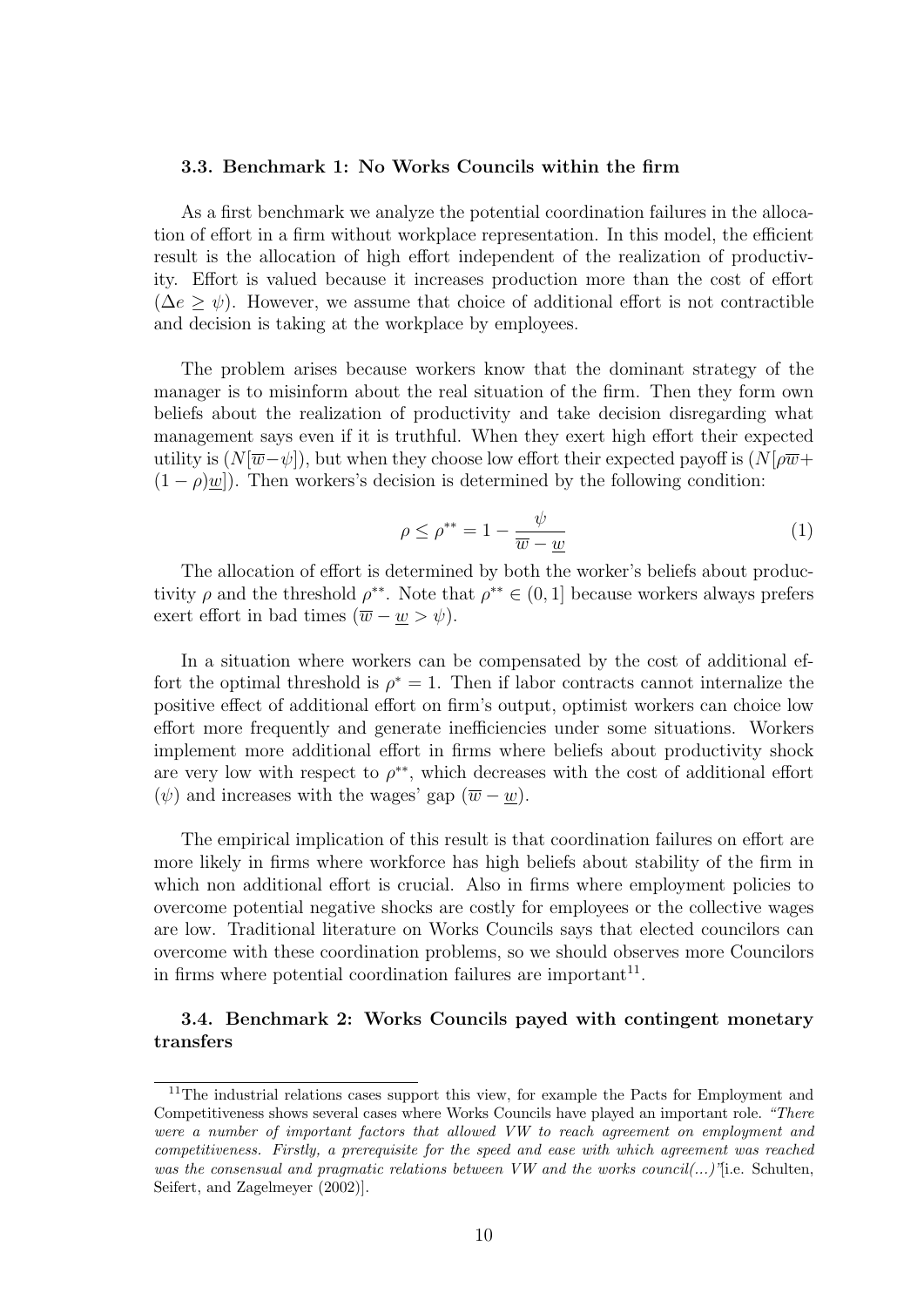### 3.3. Benchmark 1: No Works Councils within the firm

As a first benchmark we analyze the potential coordination failures in the allocation of effort in a firm without workplace representation. In this model, the efficient result is the allocation of high effort independent of the realization of productivity. Effort is valued because it increases production more than the cost of effort ($\Delta e \geq \psi$). However, we assume that choice of additional effort is not contractible and decision is taking at the workplace by employees.

The problem arises because workers know that the dominant strategy of the manager is to misinform about the real situation of the firm. Then they form own beliefs about the realization of productivity and take decision disregarding what management says even if it is truthful. When they exert high effort their expected utility is ($N[\overline{w}-\psi]$), but when they choose low effort their expected payoff is ($N[\rho\overline{w}+(1-\rho)\underline{w}]$). Then workers's decision is determined by the following condition:

$$\rho \leq \rho^{**} = 1 - \frac{\psi}{\overline{w} - \underline{w}} \tag{1}$$

The allocation of effort is determined by both the worker's beliefs about productivity $\rho$ and the threshold $\rho^{**}$. Note that $\rho^{**} \in (0, 1]$ because workers always prefers exert effort in bad times ($\overline{w} - \underline{w} > \psi$).

In a situation where workers can be compensated by the cost of additional effort the optimal threshold is $\rho^{*} = 1$. Then if labor contracts cannot internalize the positive effect of additional effort on firm's output, optimist workers can choice low effort more frequently and generate inefficiencies under some situations. Workers implement more additional effort in firms where beliefs about productivity shock are very low with respect to $\rho^{**}$, which decreases with the cost of additional effort ($\psi$) and increases with the wages' gap ($\overline{w} - \underline{w}$).

The empirical implication of this result is that coordination failures on effort are more likely in firms where workforce has high beliefs about stability of the firm in which non additional effort is crucial. Also in firms where employment policies to overcome potential negative shocks are costly for employees or the collective wages are low. Traditional literature on Works Councils says that elected councilors can overcome with these coordination problems, so we should observes more Councilors in firms where potential coordination failures are important[11].

### 3.4. Benchmark 2: Works Councils payed with contingent monetary transfers

[11] The industrial relations cases support this view, for example the Pacts for Employment and Competitiveness shows several cases where Works Councils have played an important role. *"There were a number of important factors that allowed VW to reach agreement on employment and competitiveness. Firstly, a prerequisite for the speed and ease with which agreement was reached was the consensual and pragmatic relations between VW and the works council(...)"*[i.e. Schulten, Seifert, and Zagelmeyer (2002)].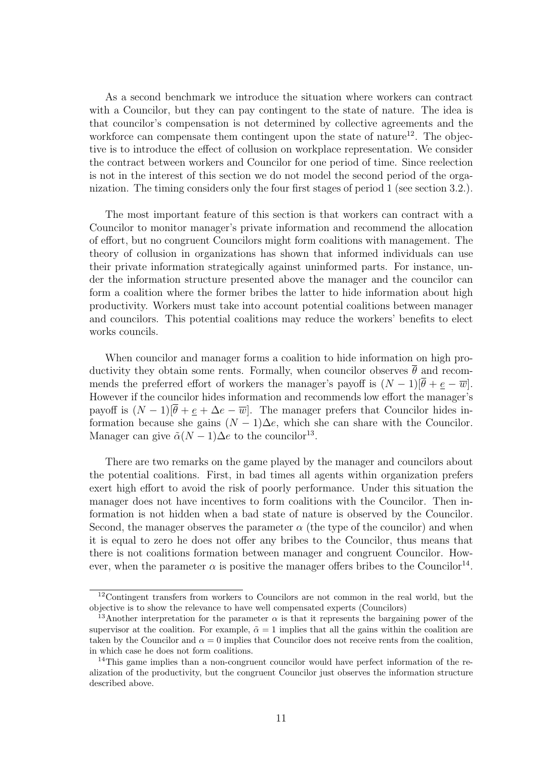As a second benchmark we introduce the situation where workers can contract with a Councilor, but they can pay contingent to the state of nature. The idea is that councilor's compensation is not determined by collective agreements and the workforce can compensate them contingent upon the state of nature[12]. The objective is to introduce the effect of collusion on workplace representation. We consider the contract between workers and Councilor for one period of time. Since reelection is not in the interest of this section we do not model the second period of the organization. The timing considers only the four first stages of period 1 (see section 3.2.).

The most important feature of this section is that workers can contract with a Councilor to monitor manager's private information and recommend the allocation of effort, but no congruent Councilors might form coalitions with management. The theory of collusion in organizations has shown that informed individuals can use their private information strategically against uninformed parts. For instance, under the information structure presented above the manager and the councilor can form a coalition where the former bribes the latter to hide information about high productivity. Workers must take into account potential coalitions between manager and councilors. This potential coalitions may reduce the workers' benefits to elect works councils.

When councilor and manager forms a coalition to hide information on high productivity they obtain some rents. Formally, when councilor observes $\overline{\theta}$ and recommends the preferred effort of workers the manager's payoff is $(N-1)[\overline{\theta} + \underline{e} - \overline{w}]$. However if the councilor hides information and recommends low effort the manager's payoff is $(N-1)[\overline{\theta} + \underline{e} + \Delta e - \overline{w}]$. The manager prefers that Councilor hides information because she gains $(N-1)\Delta e$, which she can share with the Councilor. Manager can give $\tilde{\alpha}(N-1)\Delta e$ to the councilor[13].

There are two remarks on the game played by the manager and councilors about the potential coalitions. First, in bad times all agents within organization prefers exert high effort to avoid the risk of poorly performance. Under this situation the manager does not have incentives to form coalitions with the Councilor. Then information is not hidden when a bad state of nature is observed by the Councilor. Second, the manager observes the parameter $\alpha$ (the type of the councilor) and when it is equal to zero he does not offer any bribes to the Councilor, thus means that there is not coalitions formation between manager and congruent Councilor. However, when the parameter $\alpha$ is positive the manager offers bribes to the Councilor[14].

---

[12] Contingent transfers from workers to Councilors are not common in the real world, but the objective is to show the relevance to have well compensated experts (Councilors)

[13] Another interpretation for the parameter $\alpha$ is that it represents the bargaining power of the supervisor at the coalition. For example, $\tilde{\alpha} = 1$ implies that all the gains within the coalition are taken by the Councilor and $\alpha = 0$ implies that Councilor does not receive rents from the coalition, in which case he does not form coalitions.

[14] This game implies than a non-congruent councilor would have perfect information of the realization of the productivity, but the congruent Councilor just observes the information structure described above.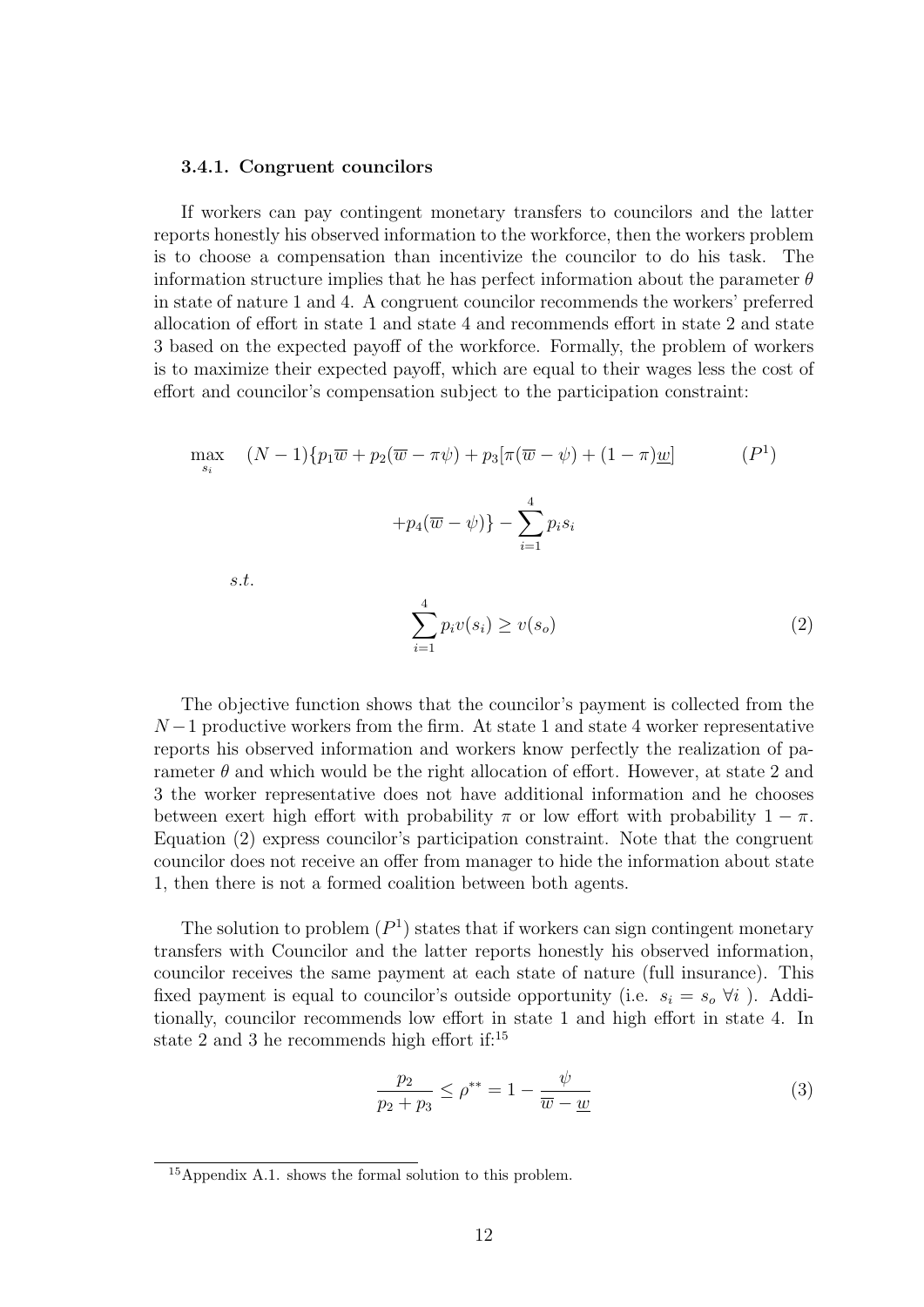### 3.4.1. Congruent councilors

If workers can pay contingent monetary transfers to councilors and the latter reports honestly his observed information to the workforce, then the workers problem is to choose a compensation than incentivize the councilor to do his task. The information structure implies that he has perfect information about the parameter $\theta$ in state of nature 1 and 4. A congruent councilor recommends the workers' preferred allocation of effort in state 1 and state 4 and recommends effort in state 2 and state 3 based on the expected payoff of the workforce. Formally, the problem of workers is to maximize their expected payoff, which are equal to their wages less the cost of effort and councilor's compensation subject to the participation constraint:

$$\max_{s_i} \quad (N-1)\{p_1\overline{w} + p_2(\overline{w} - \pi\psi) + p_3[\pi(\overline{w} - \psi) + (1-\pi)\underline{w}] + p_4(\overline{w} - \psi)\} - \sum_{i=1}^{4} p_i s_i \qquad (P^1)$$

*s.t.*

$$\sum_{i=1}^{4} p_i v(s_i) \geq v(s_o) \qquad (2)$$

The objective function shows that the councilor's payment is collected from the $N-1$ productive workers from the firm. At state 1 and state 4 worker representative reports his observed information and workers know perfectly the realization of parameter $\theta$ and which would be the right allocation of effort. However, at state 2 and 3 the worker representative does not have additional information and he chooses between exert high effort with probability $\pi$ or low effort with probability $1-\pi$. Equation (2) express councilor's participation constraint. Note that the congruent councilor does not receive an offer from manager to hide the information about state 1, then there is not a formed coalition between both agents.

The solution to problem $(P^1)$ states that if workers can sign contingent monetary transfers with Councilor and the latter reports honestly his observed information, councilor receives the same payment at each state of nature (full insurance). This fixed payment is equal to councilor's outside opportunity (i.e. $s_i = s_o \ \forall i$ ). Additionally, councilor recommends low effort in state 1 and high effort in state 4. In state 2 and 3 he recommends high effort if:[15]

$$\frac{p_2}{p_2 + p_3} \leq \rho^{**} = 1 - \frac{\psi}{\overline{w} - \underline{w}} \qquad (3)$$

[15] Appendix A.1. shows the formal solution to this problem.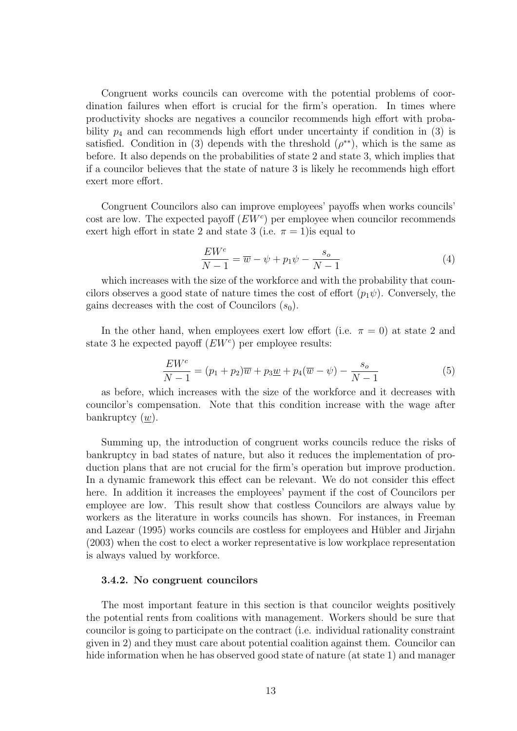Congruent works councils can overcome with the potential problems of coordination failures when effort is crucial for the firm's operation. In times where productivity shocks are negatives a councilor recommends high effort with probability $p_4$ and can recommends high effort under uncertainty if condition in (3) is satisfied. Condition in (3) depends with the threshold ($\rho^{**}$), which is the same as before. It also depends on the probabilities of state 2 and state 3, which implies that if a councilor believes that the state of nature 3 is likely he recommends high effort exert more effort.

Congruent Councilors also can improve employees' payoffs when works councils' cost are low. The expected payoff ($EW^c$) per employee when councilor recommends exert high effort in state 2 and state 3 (i.e. $\pi = 1$)is equal to

$$\frac{EW^c}{N-1} = \overline{w} - \psi + p_1\psi - \frac{s_o}{N-1} \tag{4}$$

which increases with the size of the workforce and with the probability that councilors observes a good state of nature times the cost of effort ($p_1\psi$). Conversely, the gains decreases with the cost of Councilors ($s_0$).

In the other hand, when employees exert low effort (i.e. $\pi = 0$) at state 2 and state 3 he expected payoff ($EW^c$) per employee results:

$$\frac{EW^c}{N-1} = (p_1 + p_2)\overline{w} + p_3\underline{w} + p_4(\overline{w} - \psi) - \frac{s_o}{N-1} \tag{5}$$

as before, which increases with the size of the workforce and it decreases with councilor's compensation. Note that this condition increase with the wage after bankruptcy ($\underline{w}$).

Summing up, the introduction of congruent works councils reduce the risks of bankruptcy in bad states of nature, but also it reduces the implementation of production plans that are not crucial for the firm's operation but improve production. In a dynamic framework this effect can be relevant. We do not consider this effect here. In addition it increases the employees' payment if the cost of Councilors per employee are low. This result show that costless Councilors are always value by workers as the literature in works councils has shown. For instances, in Freeman and Lazear (1995) works councils are costless for employees and Hübler and Jirjahn (2003) when the cost to elect a worker representative is low workplace representation is always valued by workforce.

### 3.4.2. No congruent councilors

The most important feature in this section is that councilor weights positively the potential rents from coalitions with management. Workers should be sure that councilor is going to participate on the contract (i.e. individual rationality constraint given in 2) and they must care about potential coalition against them. Councilor can hide information when he has observed good state of nature (at state 1) and manager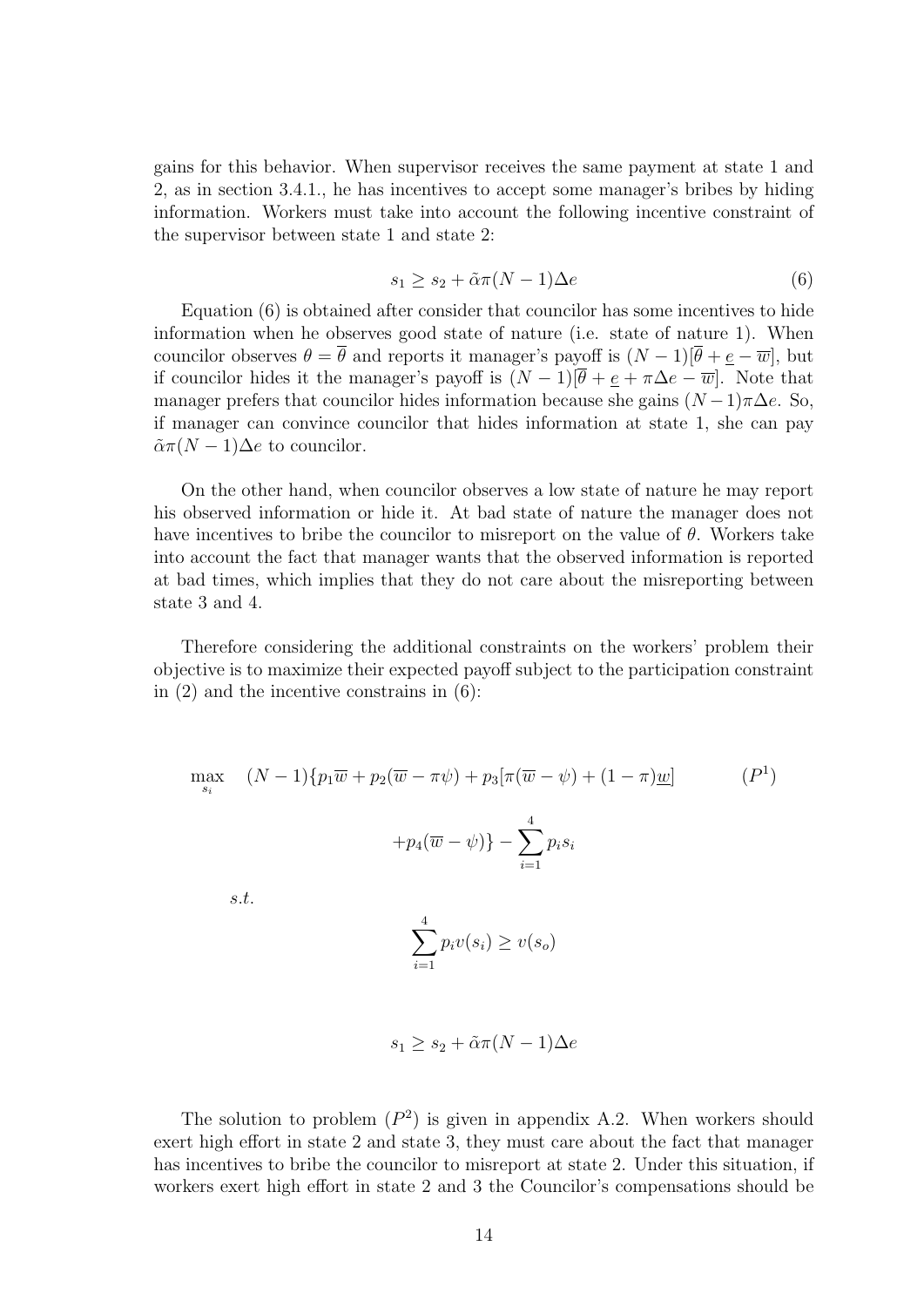gains for this behavior. When supervisor receives the same payment at state 1 and 2, as in section 3.4.1., he has incentives to accept some manager's bribes by hiding information. Workers must take into account the following incentive constraint of the supervisor between state 1 and state 2:

$$s_1 \geq s_2 + \tilde{\alpha}\pi(N-1)\Delta e \tag{6}$$

Equation (6) is obtained after consider that councilor has some incentives to hide information when he observes good state of nature (i.e. state of nature 1). When councilor observes $\theta = \overline{\theta}$ and reports it manager's payoff is $(N-1)[\overline{\theta} + \underline{e} - \overline{w}]$, but if councilor hides it the manager's payoff is $(N-1)[\overline{\theta} + \underline{e} + \pi\Delta e - \overline{w}]$. Note that manager prefers that councilor hides information because she gains $(N-1)\pi\Delta e$. So, if manager can convince councilor that hides information at state 1, she can pay $\tilde{\alpha}\pi(N-1)\Delta e$ to councilor.

On the other hand, when councilor observes a low state of nature he may report his observed information or hide it. At bad state of nature the manager does not have incentives to bribe the councilor to misreport on the value of $\theta$. Workers take into account the fact that manager wants that the observed information is reported at bad times, which implies that they do not care about the misreporting between state 3 and 4.

Therefore considering the additional constraints on the workers' problem their objective is to maximize their expected payoff subject to the participation constraint in (2) and the incentive constrains in (6):

$$\max_{s_i} \quad (N-1)\{p_1\overline{w} + p_2(\overline{w} - \pi\psi) + p_3[\pi(\overline{w} - \psi) + (1-\pi)\underline{w}] \tag{$P^1$}$$

$$+p_4(\overline{w} - \psi)\} - \sum_{i=1}^{4} p_i s_i$$

$s.t.$

$$\sum_{i=1}^{4} p_i v(s_i) \geq v(s_o)$$

$$s_1 \geq s_2 + \tilde{\alpha}\pi(N-1)\Delta e$$

The solution to problem $(P^2)$ is given in appendix A.2. When workers should exert high effort in state 2 and state 3, they must care about the fact that manager has incentives to bribe the councilor to misreport at state 2. Under this situation, if workers exert high effort in state 2 and 3 the Councilor's compensations should be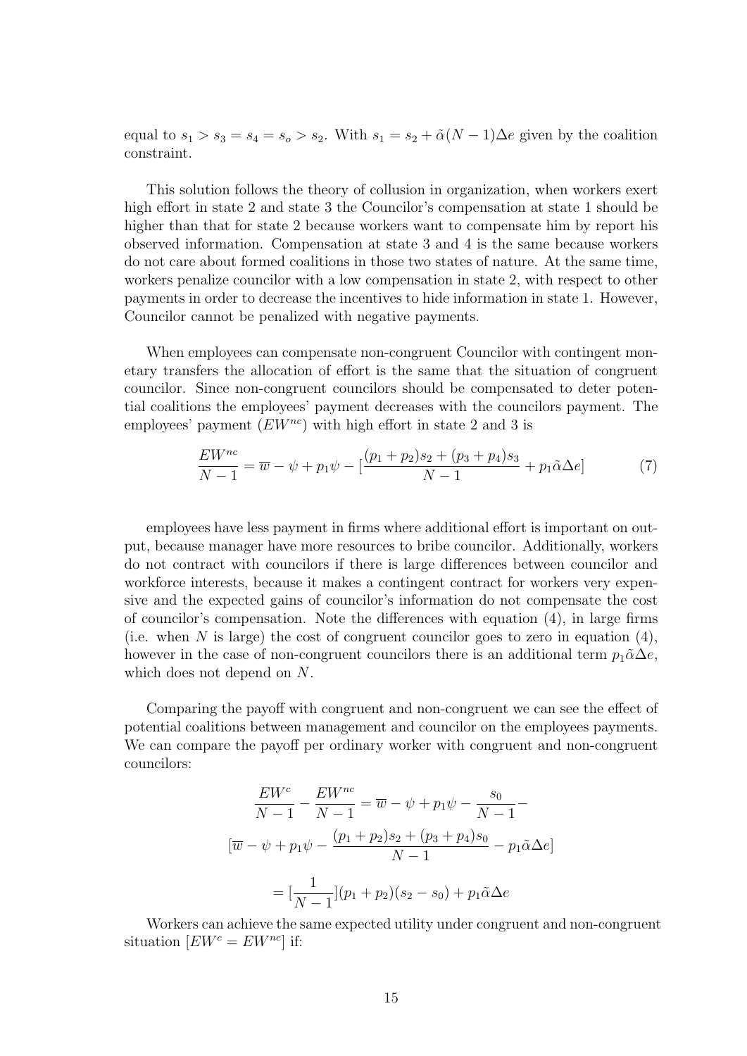equal to $s_1 > s_3 = s_4 = s_o > s_2$. With $s_1 = s_2 + \tilde{\alpha}(N-1)\Delta e$ given by the coalition constraint.

This solution follows the theory of collusion in organization, when workers exert high effort in state 2 and state 3 the Councilor's compensation at state 1 should be higher than that for state 2 because workers want to compensate him by report his observed information. Compensation at state 3 and 4 is the same because workers do not care about formed coalitions in those two states of nature. At the same time, workers penalize councilor with a low compensation in state 2, with respect to other payments in order to decrease the incentives to hide information in state 1. However, Councilor cannot be penalized with negative payments.

When employees can compensate non-congruent Councilor with contingent monetary transfers the allocation of effort is the same that the situation of congruent councilor. Since non-congruent councilors should be compensated to deter potential coalitions the employees' payment decreases with the councilors payment. The employees' payment ($EW^{nc}$) with high effort in state 2 and 3 is

$$\frac{EW^{nc}}{N-1} = \overline{w} - \psi + p_1\psi - [\frac{(p_1+p_2)s_2 + (p_3+p_4)s_3}{N-1} + p_1\tilde{\alpha}\Delta e] \tag{7}$$

employees have less payment in firms where additional effort is important on output, because manager have more resources to bribe councilor. Additionally, workers do not contract with councilors if there is large differences between councilor and workforce interests, because it makes a contingent contract for workers very expensive and the expected gains of councilor's information do not compensate the cost of councilor's compensation. Note the differences with equation (4), in large firms (i.e. when $N$ is large) the cost of congruent councilor goes to zero in equation (4), however in the case of non-congruent councilors there is an additional term $p_1\tilde{\alpha}\Delta e$, which does not depend on $N$.

Comparing the payoff with congruent and non-congruent we can see the effect of potential coalitions between management and councilor on the employees payments. We can compare the payoff per ordinary worker with congruent and non-congruent councilors:

$$\frac{EW^c}{N-1} - \frac{EW^{nc}}{N-1} = \overline{w} - \psi + p_1\psi - \frac{s_0}{N-1} -$$

$$[\overline{w} - \psi + p_1\psi - \frac{(p_1+p_2)s_2 + (p_3+p_4)s_0}{N-1} - p_1\tilde{\alpha}\Delta e]$$

$$= [\frac{1}{N-1}](p_1+p_2)(s_2 - s_0) + p_1\tilde{\alpha}\Delta e$$

Workers can achieve the same expected utility under congruent and non-congruent situation [$EW^c = EW^{nc}$] if: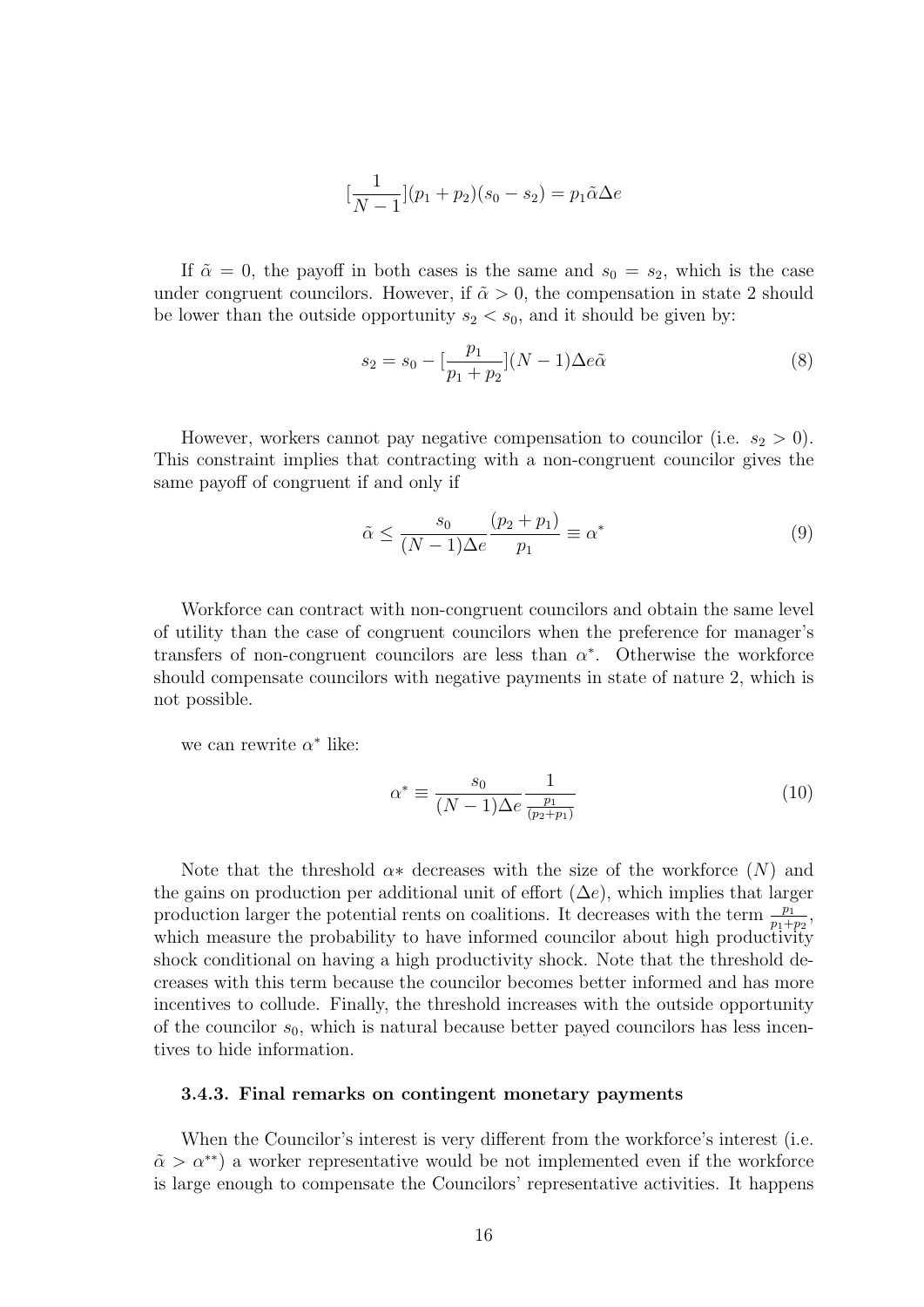$$[\frac{1}{N-1}](p_1+p_2)(s_0-s_2) = p_1\tilde{\alpha}\Delta e$$

If $\tilde{\alpha} = 0$, the payoff in both cases is the same and $s_0 = s_2$, which is the case under congruent councilors. However, if $\tilde{\alpha} > 0$, the compensation in state 2 should be lower than the outside opportunity $s_2 < s_0$, and it should be given by:

$$s_2 = s_0 - [\frac{p_1}{p_1+p_2}](N-1)\Delta e\tilde{\alpha} \tag{8}$$

However, workers cannot pay negative compensation to councilor (i.e. $s_2 > 0$). This constraint implies that contracting with a non-congruent councilor gives the same payoff of congruent if and only if

$$\tilde{\alpha} \leq \frac{s_0}{(N-1)\Delta e}\frac{(p_2+p_1)}{p_1} \equiv \alpha^* \tag{9}$$

Workforce can contract with non-congruent councilors and obtain the same level of utility than the case of congruent councilors when the preference for manager's transfers of non-congruent councilors are less than $\alpha^*$. Otherwise the workforce should compensate councilors with negative payments in state of nature 2, which is not possible.

we can rewrite $\alpha^*$ like:

$$\alpha^* \equiv \frac{s_0}{(N-1)\Delta e}\frac{1}{\frac{p_1}{(p_2+p_1)}} \tag{10}$$

Note that the threshold $\alpha*$ decreases with the size of the workforce ($N$) and the gains on production per additional unit of effort ($\Delta e$), which implies that larger production larger the potential rents on coalitions. It decreases with the term $\frac{p_1}{p_1+p_2}$, which measure the probability to have informed councilor about high productivity shock conditional on having a high productivity shock. Note that the threshold decreases with this term because the councilor becomes better informed and has more incentives to collude. Finally, the threshold increases with the outside opportunity of the councilor $s_0$, which is natural because better payed councilors has less incentives to hide information.

### 3.4.3. Final remarks on contingent monetary payments

When the Councilor's interest is very different from the workforce's interest (i.e. $\tilde{\alpha} > \alpha^{**}$) a worker representative would be not implemented even if the workforce is large enough to compensate the Councilors' representative activities. It happens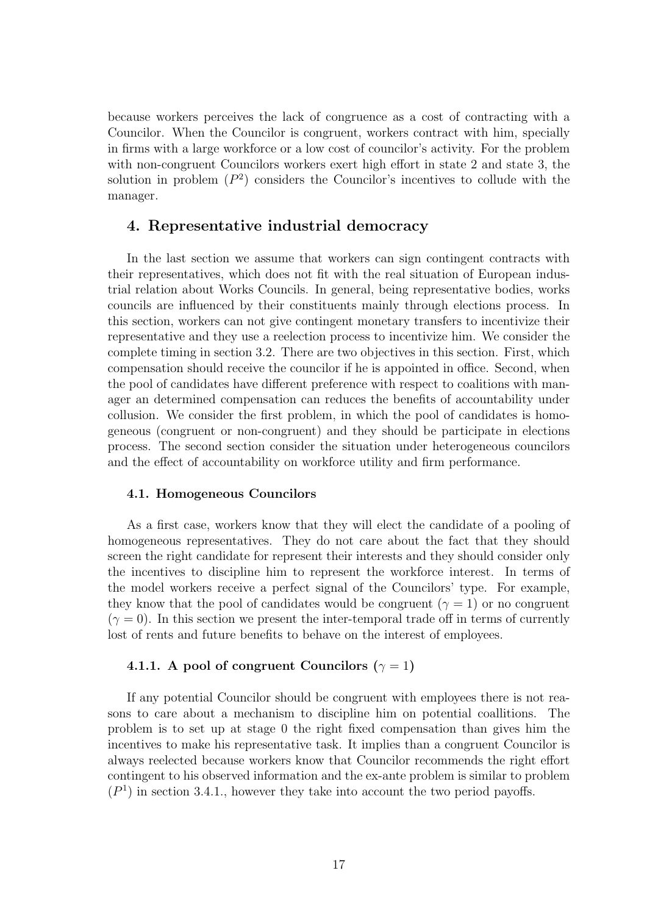because workers perceives the lack of congruence as a cost of contracting with a Councilor. When the Councilor is congruent, workers contract with him, specially in firms with a large workforce or a low cost of councilor's activity. For the problem with non-congruent Councilors workers exert high effort in state 2 and state 3, the solution in problem $(P^2)$ considers the Councilor's incentives to collude with the manager.

## 4. Representative industrial democracy

In the last section we assume that workers can sign contingent contracts with their representatives, which does not fit with the real situation of European industrial relation about Works Councils. In general, being representative bodies, works councils are influenced by their constituents mainly through elections process. In this section, workers can not give contingent monetary transfers to incentivize their representative and they use a reelection process to incentivize him. We consider the complete timing in section 3.2. There are two objectives in this section. First, which compensation should receive the councilor if he is appointed in office. Second, when the pool of candidates have different preference with respect to coalitions with manager an determined compensation can reduces the benefits of accountability under collusion. We consider the first problem, in which the pool of candidates is homogeneous (congruent or non-congruent) and they should be participate in elections process. The second section consider the situation under heterogeneous councilors and the effect of accountability on workforce utility and firm performance.

### 4.1. Homogeneous Councilors

As a first case, workers know that they will elect the candidate of a pooling of homogeneous representatives. They do not care about the fact that they should screen the right candidate for represent their interests and they should consider only the incentives to discipline him to represent the workforce interest. In terms of the model workers receive a perfect signal of the Councilors' type. For example, they know that the pool of candidates would be congruent ($\gamma = 1$) or no congruent ($\gamma = 0$). In this section we present the inter-temporal trade off in terms of currently lost of rents and future benefits to behave on the interest of employees.

#### 4.1.1. A pool of congruent Councilors ($\gamma = 1$)

If any potential Councilor should be congruent with employees there is not reasons to care about a mechanism to discipline him on potential coallitions. The problem is to set up at stage 0 the right fixed compensation than gives him the incentives to make his representative task. It implies than a congruent Councilor is always reelected because workers know that Councilor recommends the right effort contingent to his observed information and the ex-ante problem is similar to problem $(P^1)$ in section 3.4.1., however they take into account the two period payoffs.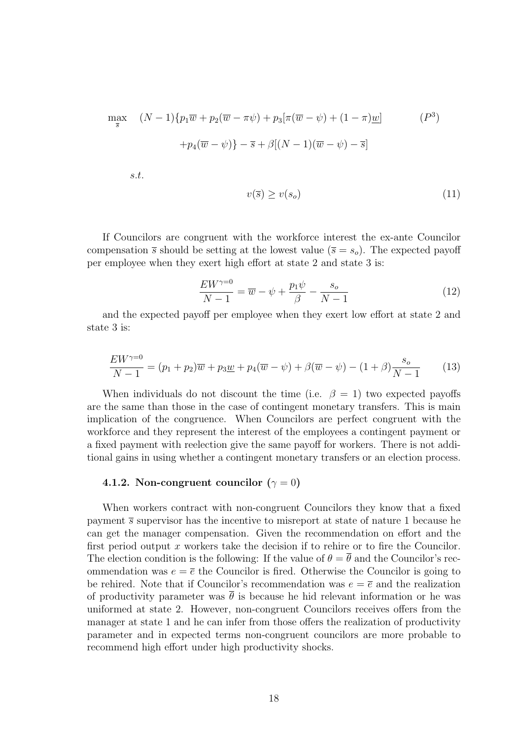$$
\max_{\overline{s}} \quad (N-1)\{p_1\overline{w} + p_2(\overline{w} - \pi\psi) + p_3[\pi(\overline{w} - \psi) + (1-\pi)\underline{w}] \qquad (P^3)
$$

$$
+p_4(\overline{w} - \psi)\} - \overline{s} + \beta[(N-1)(\overline{w} - \psi) - \overline{s}]
$$

*s.t.*

$$
v(\overline{s}) \geq v(s_o) \tag{11}
$$

If Councilors are congruent with the workforce interest the ex-ante Councilor compensation $\overline{s}$ should be setting at the lowest value ($\overline{s} = s_o$). The expected payoff per employee when they exert high effort at state 2 and state 3 is:

$$
\frac{EW^{\gamma=0}}{N-1} = \overline{w} - \psi + \frac{p_1\psi}{\beta} - \frac{s_o}{N-1} \tag{12}
$$

and the expected payoff per employee when they exert low effort at state 2 and state 3 is:

$$
\frac{EW^{\gamma=0}}{N-1} = (p_1 + p_2)\overline{w} + p_3\underline{w} + p_4(\overline{w} - \psi) + \beta(\overline{w} - \psi) - (1+\beta)\frac{s_o}{N-1} \tag{13}
$$

When individuals do not discount the time (i.e. $\beta = 1$) two expected payoffs are the same than those in the case of contingent monetary transfers. This is main implication of the congruence. When Councilors are perfect congruent with the workforce and they represent the interest of the employees a contingent payment or a fixed payment with reelection give the same payoff for workers. There is not additional gains in using whether a contingent monetary transfers or an election process.

### 4.1.2. Non-congruent councilor ($\gamma = 0$)

When workers contract with non-congruent Councilors they know that a fixed payment $\overline{s}$ supervisor has the incentive to misreport at state of nature 1 because he can get the manager compensation. Given the recommendation on effort and the first period output $x$ workers take the decision if to rehire or to fire the Councilor. The election condition is the following: If the value of $\theta = \overline{\theta}$ and the Councilor's recommendation was $e = \overline{e}$ the Councilor is fired. Otherwise the Councilor is going to be rehired. Note that if Councilor's recommendation was $e = \overline{e}$ and the realization of productivity parameter was $\overline{\theta}$ is because he hid relevant information or he was uniformed at state 2. However, non-congruent Councilors receives offers from the manager at state 1 and he can infer from those offers the realization of productivity parameter and in expected terms non-congruent councilors are more probable to recommend high effort under high productivity shocks.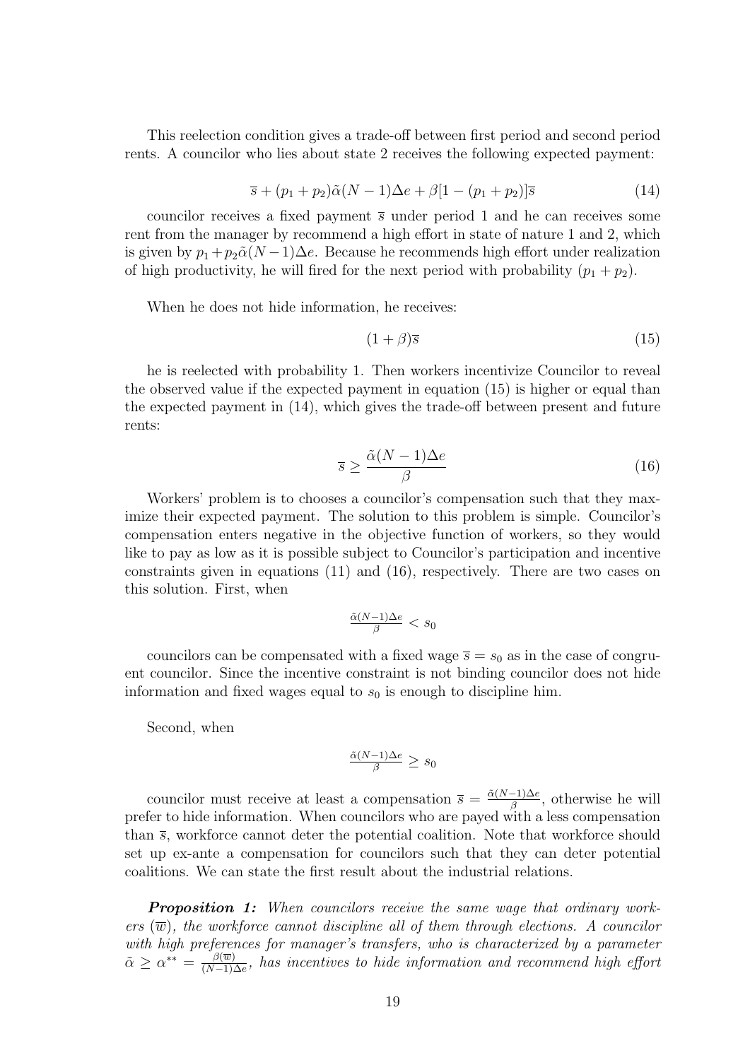This reelection condition gives a trade-off between first period and second period rents. A councilor who lies about state 2 receives the following expected payment:

$$\overline{s} + (p_1 + p_2)\tilde{\alpha}(N-1)\Delta e + \beta[1 - (p_1 + p_2)]\overline{s} \tag{14}$$

councilor receives a fixed payment $\overline{s}$ under period 1 and he can receives some rent from the manager by recommend a high effort in state of nature 1 and 2, which is given by $p_1 + p_2\tilde{\alpha}(N-1)\Delta e$. Because he recommends high effort under realization of high productivity, he will fired for the next period with probability $(p_1 + p_2)$.

When he does not hide information, he receives:

$$(1 + \beta)\overline{s} \tag{15}$$

he is reelected with probability 1. Then workers incentivize Councilor to reveal the observed value if the expected payment in equation (15) is higher or equal than the expected payment in (14), which gives the trade-off between present and future rents:

$$\overline{s} \geq \frac{\tilde{\alpha}(N-1)\Delta e}{\beta} \tag{16}$$

Workers' problem is to chooses a councilor's compensation such that they maximize their expected payment. The solution to this problem is simple. Councilor's compensation enters negative in the objective function of workers, so they would like to pay as low as it is possible subject to Councilor's participation and incentive constraints given in equations (11) and (16), respectively. There are two cases on this solution. First, when

$$\tfrac{\tilde{\alpha}(N-1)\Delta e}{\beta} < s_0$$

councilors can be compensated with a fixed wage $\overline{s} = s_0$ as in the case of congruent councilor. Since the incentive constraint is not binding councilor does not hide information and fixed wages equal to $s_0$ is enough to discipline him.

Second, when

$$\tfrac{\tilde{\alpha}(N-1)\Delta e}{\beta} \geq s_0$$

councilor must receive at least a compensation $\overline{s} = \frac{\tilde{\alpha}(N-1)\Delta e}{\beta}$, otherwise he will prefer to hide information. When councilors who are payed with a less compensation than $\overline{s}$, workforce cannot deter the potential coalition. Note that workforce should set up ex-ante a compensation for councilors such that they can deter potential coalitions. We can state the first result about the industrial relations.

***Proposition 1:*** *When councilors receive the same wage that ordinary workers* $(\overline{w})$*, the workforce cannot discipline all of them through elections. A councilor with high preferences for manager's transfers, who is characterized by a parameter* $\tilde{\alpha} \geq \alpha^{**} = \frac{\beta(\overline{w})}{(N-1)\Delta e}$*, has incentives to hide information and recommend high effort*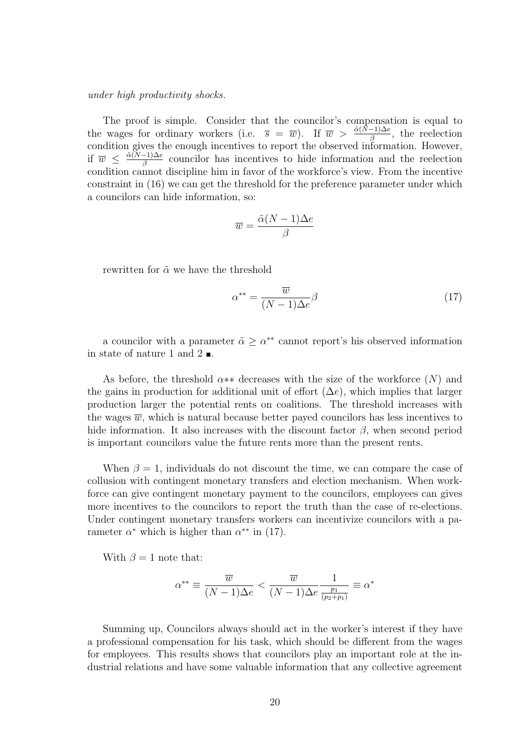*under high productivity shocks.*

The proof is simple. Consider that the councilor's compensation is equal to the wages for ordinary workers (i.e. $\overline{s} = \overline{w}$). If $\overline{w} > \frac{\tilde{\alpha}(N-1)\Delta e}{\beta}$, the reelection condition gives the enough incentives to report the observed information. However, if $\overline{w} \leq \frac{\tilde{\alpha}(N-1)\Delta e}{\beta}$ councilor has incentives to hide information and the reelection condition cannot discipline him in favor of the workforce's view. From the incentive constraint in (16) we can get the threshold for the preference parameter under which a councilors can hide information, so:

$$\overline{w} = \frac{\tilde{\alpha}(N-1)\Delta e}{\beta}$$

rewritten for $\tilde{\alpha}$ we have the threshold

$$\alpha^{**} = \frac{\overline{w}}{(N-1)\Delta e}\beta \tag{17}$$

a councilor with a parameter $\tilde{\alpha} \geq \alpha^{**}$ cannot report's his observed information in state of nature 1 and 2 ■.

As before, the threshold $\alpha**$ decreases with the size of the workforce ($N$) and the gains in production for additional unit of effort ($\Delta e$), which implies that larger production larger the potential rents on coalitions. The threshold increases with the wages $\overline{w}$, which is natural because better payed councilors has less incentives to hide information. It also increases with the discount factor $\beta$, when second period is important councilors value the future rents more than the present rents.

When $\beta = 1$, individuals do not discount the time, we can compare the case of collusion with contingent monetary transfers and election mechanism. When workforce can give contingent monetary payment to the councilors, employees can gives more incentives to the councilors to report the truth than the case of re-elections. Under contingent monetary transfers workers can incentivize councilors with a parameter $\alpha^*$ which is higher than $\alpha^{**}$ in (17).

With $\beta = 1$ note that:

$$\alpha^{**} \equiv \frac{\overline{w}}{(N-1)\Delta e} < \frac{\overline{w}}{(N-1)\Delta e}\frac{1}{\frac{p_1}{(p_2+p_1)}} \equiv \alpha^*$$

Summing up, Councilors always should act in the worker's interest if they have a professional compensation for his task, which should be different from the wages for employees. This results shows that councilors play an important role at the industrial relations and have some valuable information that any collective agreement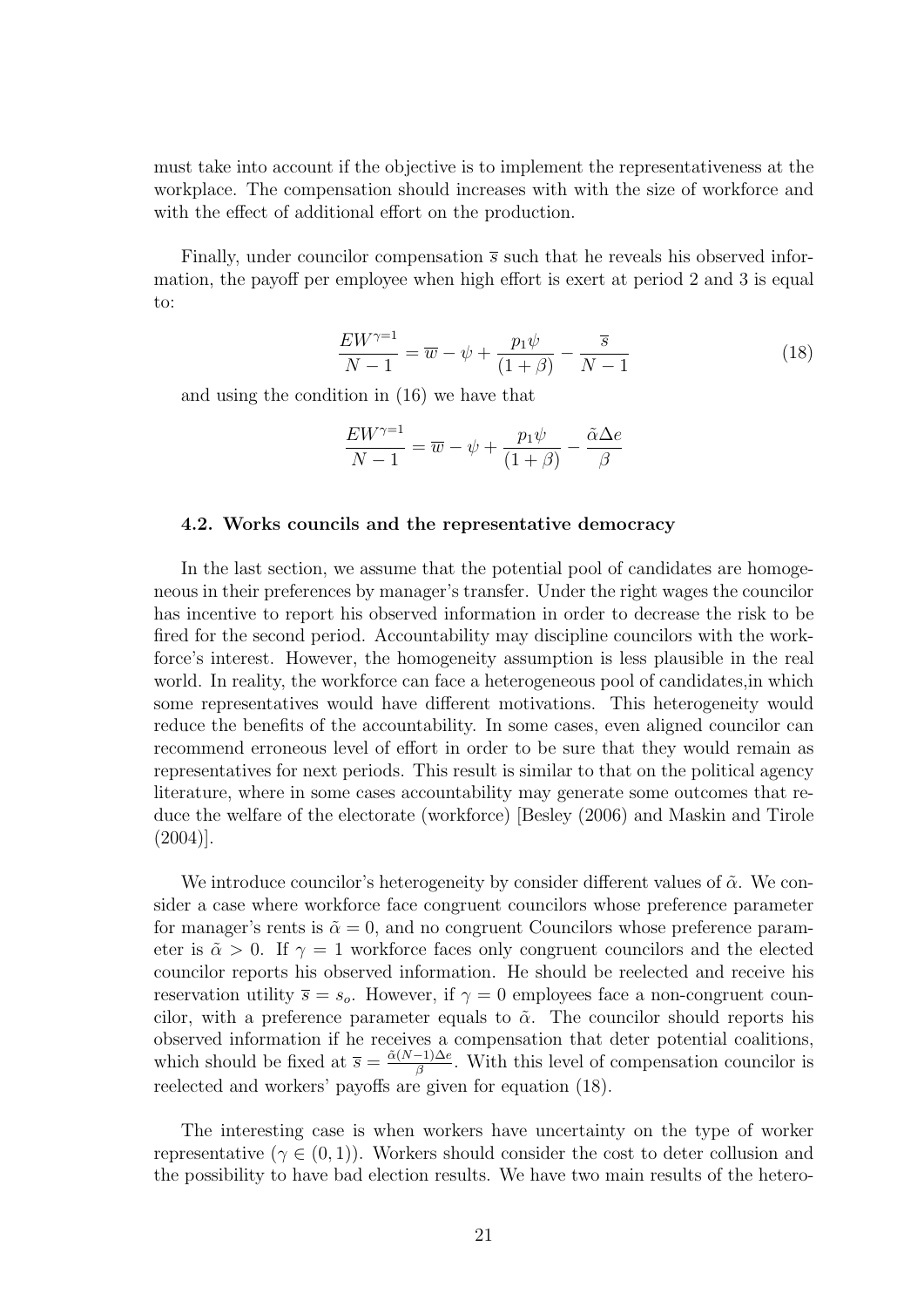must take into account if the objective is to implement the representativeness at the workplace. The compensation should increases with with the size of workforce and with the effect of additional effort on the production.

Finally, under councilor compensation $\overline{s}$ such that he reveals his observed information, the payoff per employee when high effort is exert at period 2 and 3 is equal to:

$$\frac{EW^{\gamma=1}}{N-1} = \overline{w} - \psi + \frac{p_1 \psi}{(1+\beta)} - \frac{\overline{s}}{N-1} \tag{18}$$

and using the condition in (16) we have that

$$\frac{EW^{\gamma=1}}{N-1} = \overline{w} - \psi + \frac{p_1 \psi}{(1+\beta)} - \frac{\tilde{\alpha}\Delta e}{\beta}$$

### 4.2. Works councils and the representative democracy

In the last section, we assume that the potential pool of candidates are homogeneous in their preferences by manager's transfer. Under the right wages the councilor has incentive to report his observed information in order to decrease the risk to be fired for the second period. Accountability may discipline councilors with the workforce's interest. However, the homogeneity assumption is less plausible in the real world. In reality, the workforce can face a heterogeneous pool of candidates,in which some representatives would have different motivations. This heterogeneity would reduce the benefits of the accountability. In some cases, even aligned councilor can recommend erroneous level of effort in order to be sure that they would remain as representatives for next periods. This result is similar to that on the political agency literature, where in some cases accountability may generate some outcomes that reduce the welfare of the electorate (workforce) [Besley (2006) and Maskin and Tirole (2004)].

We introduce councilor's heterogeneity by consider different values of $\tilde{\alpha}$. We consider a case where workforce face congruent councilors whose preference parameter for manager's rents is $\tilde{\alpha} = 0$, and no congruent Councilors whose preference parameter is $\tilde{\alpha} > 0$. If $\gamma = 1$ workforce faces only congruent councilors and the elected councilor reports his observed information. He should be reelected and receive his reservation utility $\overline{s} = s_o$. However, if $\gamma = 0$ employees face a non-congruent councilor, with a preference parameter equals to $\tilde{\alpha}$. The councilor should reports his observed information if he receives a compensation that deter potential coalitions, which should be fixed at $\overline{s} = \frac{\tilde{\alpha}(N-1)\Delta e}{\beta}$. With this level of compensation councilor is reelected and workers' payoffs are given for equation (18).

The interesting case is when workers have uncertainty on the type of worker representative ($\gamma \in (0,1)$). Workers should consider the cost to deter collusion and the possibility to have bad election results. We have two main results of the hetero-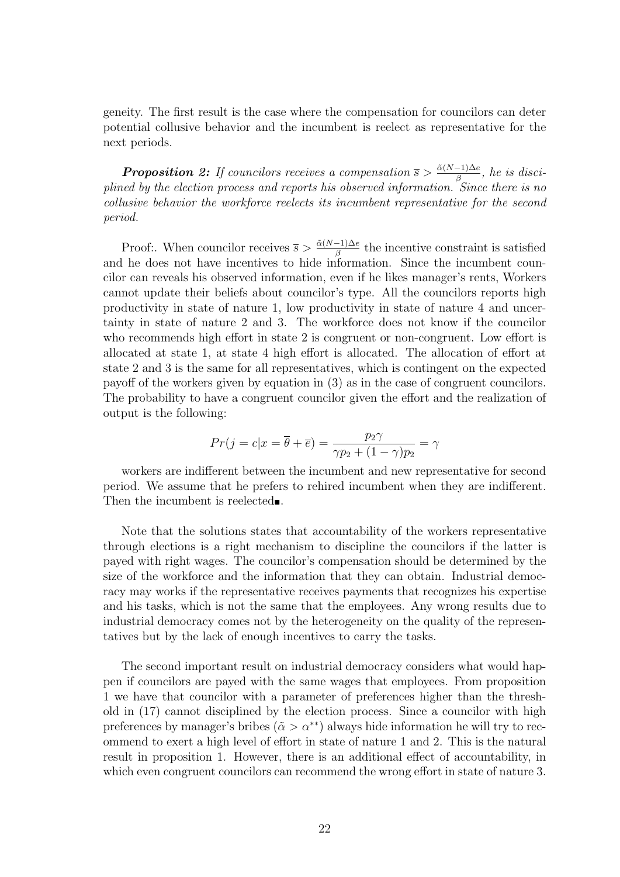geneity. The first result is the case where the compensation for councilors can deter potential collusive behavior and the incumbent is reelect as representative for the next periods.

***Proposition 2:*** *If councilors receives a compensation $\overline{s} > \frac{\tilde{\alpha}(N-1)\Delta e}{\beta}$, he is disciplined by the election process and reports his observed information. Since there is no collusive behavior the workforce reelects its incumbent representative for the second period.*

Proof:. When councilor receives $\overline{s} > \frac{\tilde{\alpha}(N-1)\Delta e}{\beta}$ the incentive constraint is satisfied and he does not have incentives to hide information. Since the incumbent councilor can reveals his observed information, even if he likes manager's rents, Workers cannot update their beliefs about councilor's type. All the councilors reports high productivity in state of nature 1, low productivity in state of nature 4 and uncertainty in state of nature 2 and 3. The workforce does not know if the councilor who recommends high effort in state 2 is congruent or non-congruent. Low effort is allocated at state 1, at state 4 high effort is allocated. The allocation of effort at state 2 and 3 is the same for all representatives, which is contingent on the expected payoff of the workers given by equation in (3) as in the case of congruent councilors. The probability to have a congruent councilor given the effort and the realization of output is the following:

$$Pr(j = c|x = \overline{\theta} + \overline{e}) = \frac{p_2\gamma}{\gamma p_2 + (1-\gamma)p_2} = \gamma$$

workers are indifferent between the incumbent and new representative for second period. We assume that he prefers to rehired incumbent when they are indifferent. Then the incumbent is reelected∎.

Note that the solutions states that accountability of the workers representative through elections is a right mechanism to discipline the councilors if the latter is payed with right wages. The councilor's compensation should be determined by the size of the workforce and the information that they can obtain. Industrial democracy may works if the representative receives payments that recognizes his expertise and his tasks, which is not the same that the employees. Any wrong results due to industrial democracy comes not by the heterogeneity on the quality of the representatives but by the lack of enough incentives to carry the tasks.

The second important result on industrial democracy considers what would happen if councilors are payed with the same wages that employees. From proposition 1 we have that councilor with a parameter of preferences higher than the threshold in (17) cannot disciplined by the election process. Since a councilor with high preferences by manager's bribes ($\tilde{\alpha} > \alpha^{**}$) always hide information he will try to recommend to exert a high level of effort in state of nature 1 and 2. This is the natural result in proposition 1. However, there is an additional effect of accountability, in which even congruent councilors can recommend the wrong effort in state of nature 3.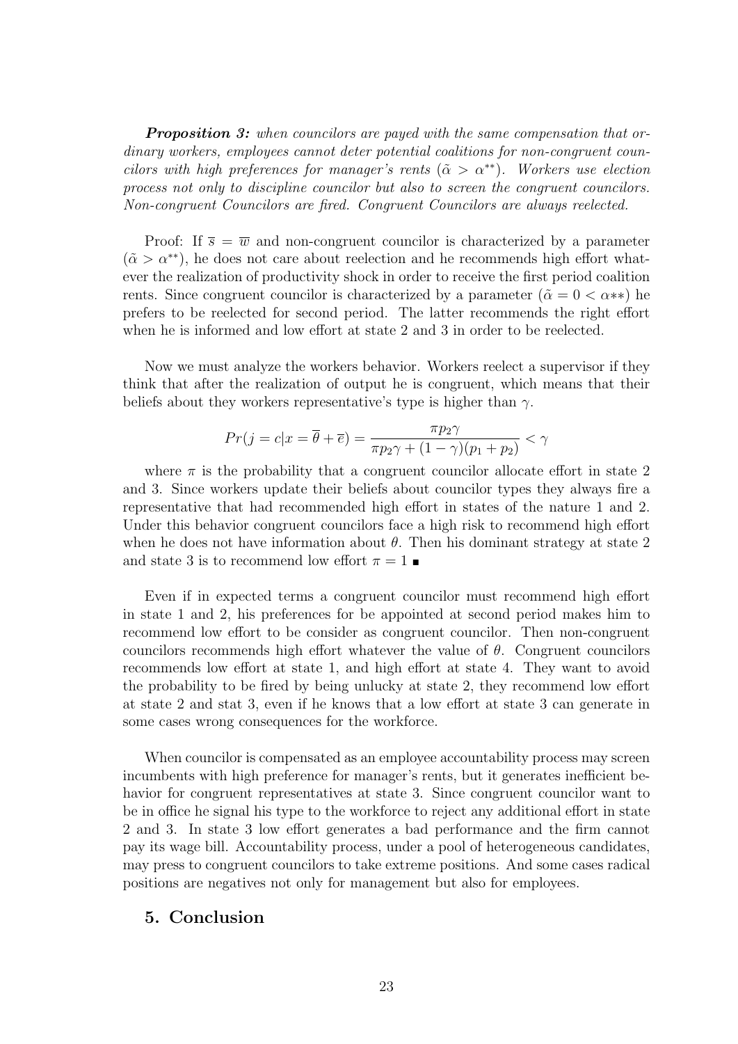***Proposition 3:*** *when councilors are payed with the same compensation that ordinary workers, employees cannot deter potential coalitions for non-congruent councilors with high preferences for manager's rents ($\tilde{\alpha} > \alpha^{**}$). Workers use election process not only to discipline councilor but also to screen the congruent councilors. Non-congruent Councilors are fired. Congruent Councilors are always reelected.*

Proof: If $\overline{s} = \overline{w}$ and non-congruent councilor is characterized by a parameter ($\tilde{\alpha} > \alpha^{**}$), he does not care about reelection and he recommends high effort whatever the realization of productivity shock in order to receive the first period coalition rents. Since congruent councilor is characterized by a parameter ($\tilde{\alpha} = 0 < \alpha**$) he prefers to be reelected for second period. The latter recommends the right effort when he is informed and low effort at state 2 and 3 in order to be reelected.

Now we must analyze the workers behavior. Workers reelect a supervisor if they think that after the realization of output he is congruent, which means that their beliefs about they workers representative's type is higher than $\gamma$.

$$Pr(j = c | x = \overline{\theta} + \overline{e}) = \frac{\pi p_2 \gamma}{\pi p_2 \gamma + (1 - \gamma)(p_1 + p_2)} < \gamma$$

where $\pi$ is the probability that a congruent councilor allocate effort in state 2 and 3. Since workers update their beliefs about councilor types they always fire a representative that had recommended high effort in states of the nature 1 and 2. Under this behavior congruent councilors face a high risk to recommend high effort when he does not have information about $\theta$. Then his dominant strategy at state 2 and state 3 is to recommend low effort $\pi = 1$ ■

Even if in expected terms a congruent councilor must recommend high effort in state 1 and 2, his preferences for be appointed at second period makes him to recommend low effort to be consider as congruent councilor. Then non-congruent councilors recommends high effort whatever the value of $\theta$. Congruent councilors recommends low effort at state 1, and high effort at state 4. They want to avoid the probability to be fired by being unlucky at state 2, they recommend low effort at state 2 and stat 3, even if he knows that a low effort at state 3 can generate in some cases wrong consequences for the workforce.

When councilor is compensated as an employee accountability process may screen incumbents with high preference for manager's rents, but it generates inefficient behavior for congruent representatives at state 3. Since congruent councilor want to be in office he signal his type to the workforce to reject any additional effort in state 2 and 3. In state 3 low effort generates a bad performance and the firm cannot pay its wage bill. Accountability process, under a pool of heterogeneous candidates, may press to congruent councilors to take extreme positions. And some cases radical positions are negatives not only for management but also for employees.

## 5. Conclusion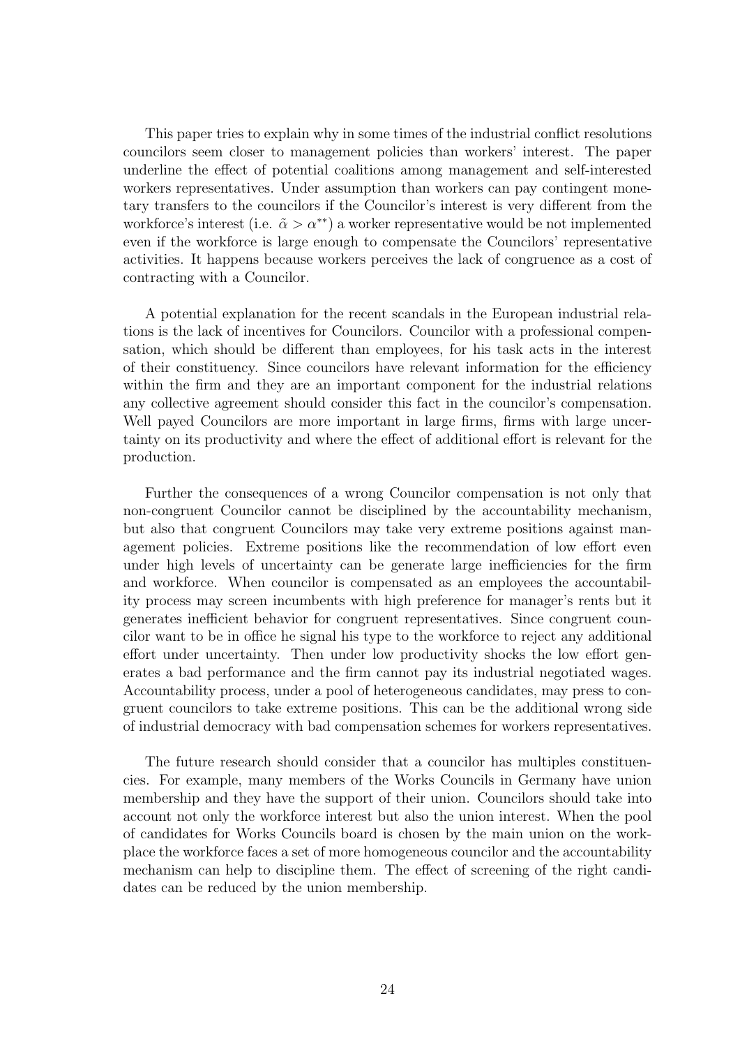This paper tries to explain why in some times of the industrial conflict resolutions councilors seem closer to management policies than workers' interest. The paper underline the effect of potential coalitions among management and self-interested workers representatives. Under assumption than workers can pay contingent monetary transfers to the councilors if the Councilor's interest is very different from the workforce's interest (i.e. $\tilde{\alpha} > \alpha^{**}$) a worker representative would be not implemented even if the workforce is large enough to compensate the Councilors' representative activities. It happens because workers perceives the lack of congruence as a cost of contracting with a Councilor.

A potential explanation for the recent scandals in the European industrial relations is the lack of incentives for Councilors. Councilor with a professional compensation, which should be different than employees, for his task acts in the interest of their constituency. Since councilors have relevant information for the efficiency within the firm and they are an important component for the industrial relations any collective agreement should consider this fact in the councilor's compensation. Well payed Councilors are more important in large firms, firms with large uncertainty on its productivity and where the effect of additional effort is relevant for the production.

Further the consequences of a wrong Councilor compensation is not only that non-congruent Councilor cannot be disciplined by the accountability mechanism, but also that congruent Councilors may take very extreme positions against management policies. Extreme positions like the recommendation of low effort even under high levels of uncertainty can be generate large inefficiencies for the firm and workforce. When councilor is compensated as an employees the accountability process may screen incumbents with high preference for manager's rents but it generates inefficient behavior for congruent representatives. Since congruent councilor want to be in office he signal his type to the workforce to reject any additional effort under uncertainty. Then under low productivity shocks the low effort generates a bad performance and the firm cannot pay its industrial negotiated wages. Accountability process, under a pool of heterogeneous candidates, may press to congruent councilors to take extreme positions. This can be the additional wrong side of industrial democracy with bad compensation schemes for workers representatives.

The future research should consider that a councilor has multiples constituencies. For example, many members of the Works Councils in Germany have union membership and they have the support of their union. Councilors should take into account not only the workforce interest but also the union interest. When the pool of candidates for Works Councils board is chosen by the main union on the workplace the workforce faces a set of more homogeneous councilor and the accountability mechanism can help to discipline them. The effect of screening of the right candidates can be reduced by the union membership.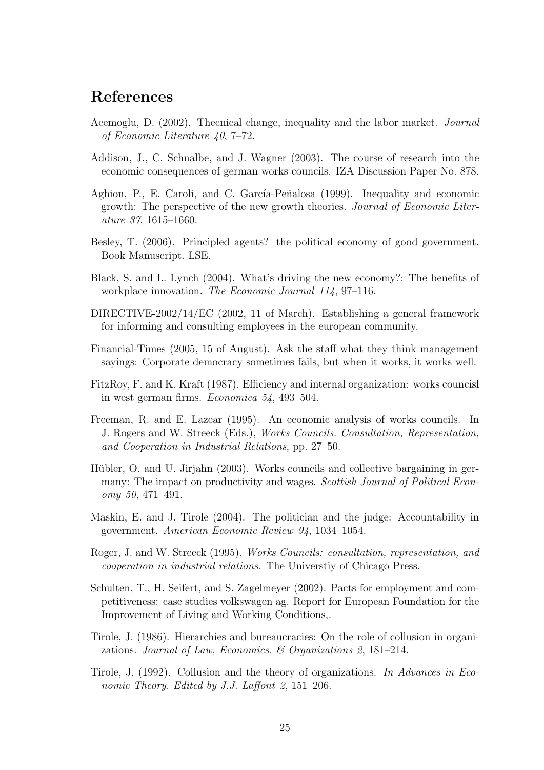## References

Acemoglu, D. (2002). Thecnical change, inequality and the labor market. *Journal of Economic Literature 40*, 7–72.

Addison, J., C. Schnalbe, and J. Wagner (2003). The course of research into the economic consequences of german works councils. IZA Discussion Paper No. 878.

Aghion, P., E. Caroli, and C. García-Peñalosa (1999). Inequality and economic growth: The perspective of the new growth theories. *Journal of Economic Literature 37*, 1615–1660.

Besley, T. (2006). Principled agents? the political economy of good government. Book Manuscript. LSE.

Black, S. and L. Lynch (2004). What's driving the new economy?: The benefits of workplace innovation. *The Economic Journal 114*, 97–116.

DIRECTIVE-2002/14/EC (2002, 11 of March). Establishing a general framework for informing and consulting employees in the european community.

Financial-Times (2005, 15 of August). Ask the staff what they think management sayings: Corporate democracy sometimes fails, but when it works, it works well.

FitzRoy, F. and K. Kraft (1987). Efficiency and internal organization: works councisl in west german firms. *Economica 54*, 493–504.

Freeman, R. and E. Lazear (1995). An economic analysis of works councils. In J. Rogers and W. Streeck (Eds.), *Works Councils. Consultation, Representation, and Cooperation in Industrial Relations*, pp. 27–50.

Hübler, O. and U. Jirjahn (2003). Works councils and collective bargaining in germany: The impact on productivity and wages. *Scottish Journal of Political Economy 50*, 471–491.

Maskin, E. and J. Tirole (2004). The politician and the judge: Accountability in government. *American Economic Review 94*, 1034–1054.

Roger, J. and W. Streeck (1995). *Works Councils: consultation, representation, and cooperation in industrial relations*. The Universtiy of Chicago Press.

Schulten, T., H. Seifert, and S. Zagelmeyer (2002). Pacts for employment and competitiveness: case studies volkswagen ag. Report for European Foundation for the Improvement of Living and Working Conditions,.

Tirole, J. (1986). Hierarchies and bureaucracies: On the role of collusion in organizations. *Journal of Law, Economics, & Organizations 2*, 181–214.

Tirole, J. (1992). Collusion and the theory of organizations. *In Advances in Economic Theory. Edited by J.J. Laffont 2*, 151–206.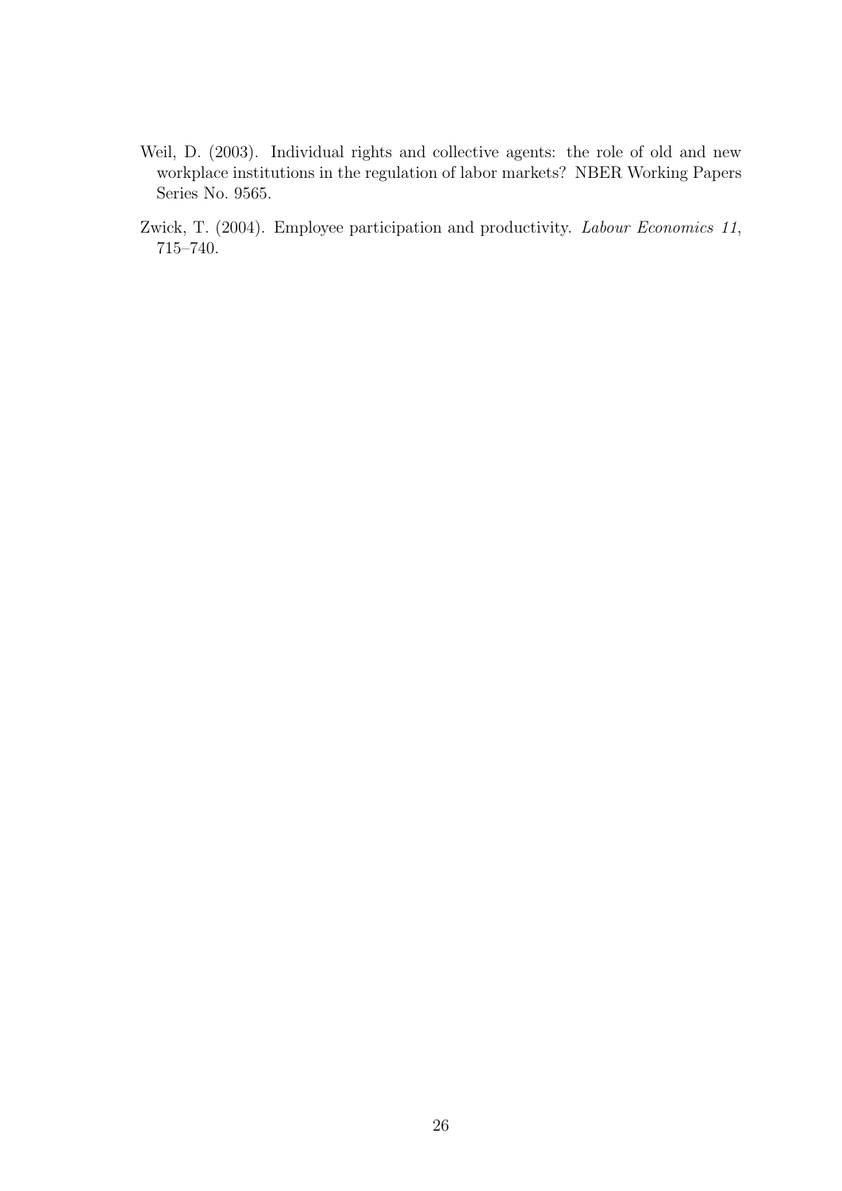Weil, D. (2003). Individual rights and collective agents: the role of old and new workplace institutions in the regulation of labor markets? NBER Working Papers Series No. 9565.

Zwick, T. (2004). Employee participation and productivity. *Labour Economics 11*, 715–740.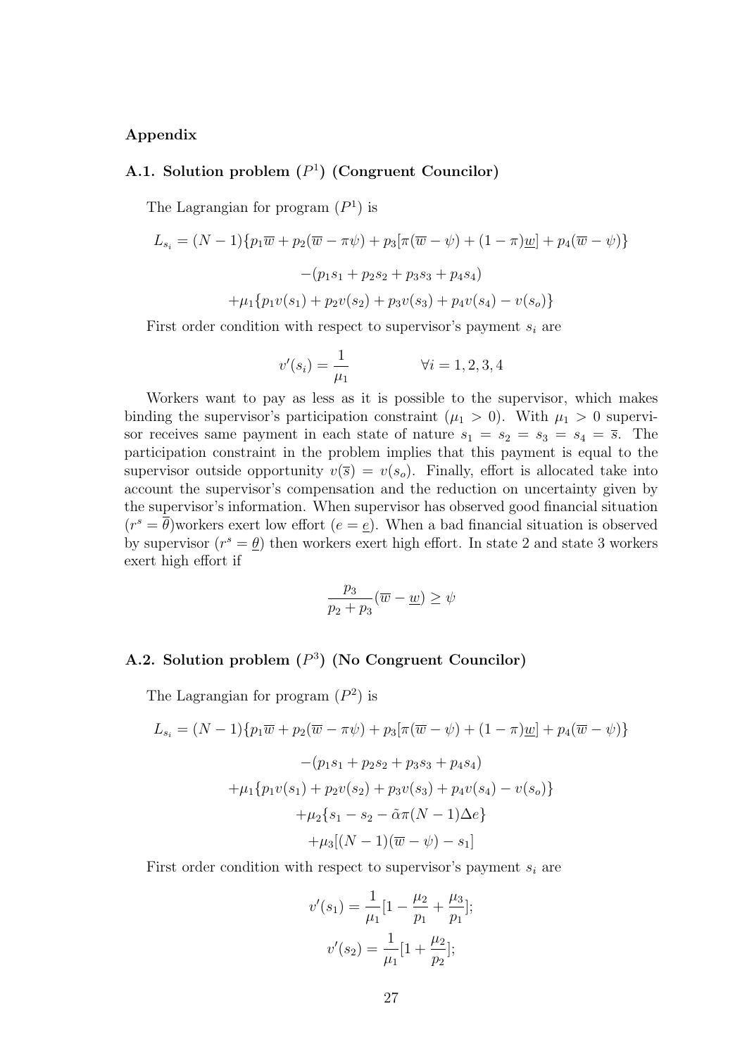## Appendix

### A.1. Solution problem $(P^1)$ (Congruent Councilor)

The Lagrangian for program $(P^1)$ is

$$L_{s_i} = (N-1)\{p_1\overline{w} + p_2(\overline{w} - \pi\psi) + p_3[\pi(\overline{w} - \psi) + (1-\pi)\underline{w}] + p_4(\overline{w} - \psi)\}$$

$$-(p_1 s_1 + p_2 s_2 + p_3 s_3 + p_4 s_4)$$

$$+\mu_1\{p_1 v(s_1) + p_2 v(s_2) + p_3 v(s_3) + p_4 v(s_4) - v(s_o)\}$$

First order condition with respect to supervisor's payment $s_i$ are

$$v'(s_i) = \frac{1}{\mu_1} \qquad \forall i = 1, 2, 3, 4$$

Workers want to pay as less as it is possible to the supervisor, which makes binding the supervisor's participation constraint ($\mu_1 > 0$). With $\mu_1 > 0$ supervisor receives same payment in each state of nature $s_1 = s_2 = s_3 = s_4 = \overline{s}$. The participation constraint in the problem implies that this payment is equal to the supervisor outside opportunity $v(\overline{s}) = v(s_o)$. Finally, effort is allocated take into account the supervisor's compensation and the reduction on uncertainty given by the supervisor's information. When supervisor has observed good financial situation ($r^s = \overline{\theta}$)workers exert low effort ($e = \underline{e}$). When a bad financial situation is observed by supervisor ($r^s = \underline{\theta}$) then workers exert high effort. In state 2 and state 3 workers exert high effort if

$$\frac{p_3}{p_2 + p_3}(\overline{w} - \underline{w}) \geq \psi$$

### A.2. Solution problem $(P^3)$ (No Congruent Councilor)

The Lagrangian for program $(P^2)$ is

$$L_{s_i} = (N-1)\{p_1\overline{w} + p_2(\overline{w} - \pi\psi) + p_3[\pi(\overline{w} - \psi) + (1-\pi)\underline{w}] + p_4(\overline{w} - \psi)\}$$

$$-(p_1 s_1 + p_2 s_2 + p_3 s_3 + p_4 s_4)$$

$$+\mu_1\{p_1 v(s_1) + p_2 v(s_2) + p_3 v(s_3) + p_4 v(s_4) - v(s_o)\}$$

$$+\mu_2\{s_1 - s_2 - \tilde{\alpha}\pi(N-1)\Delta e\}$$

$$+\mu_3[(N-1)(\overline{w} - \psi) - s_1]$$

First order condition with respect to supervisor's payment $s_i$ are

$$v'(s_1) = \frac{1}{\mu_1}[1 - \frac{\mu_2}{p_1} + \frac{\mu_3}{p_1}];$$

$$v'(s_2) = \frac{1}{\mu_1}[1 + \frac{\mu_2}{p_2}];$$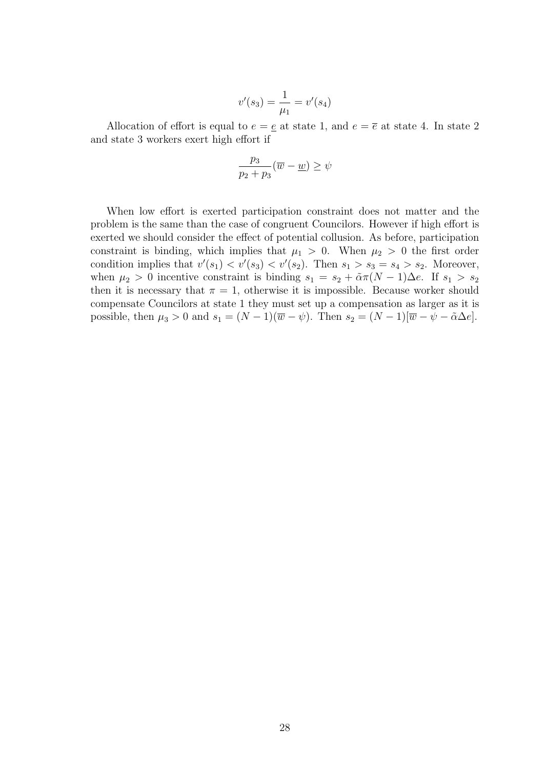$$v'(s_3) = \frac{1}{\mu_1} = v'(s_4)$$

Allocation of effort is equal to $e = \underline{e}$ at state 1, and $e = \overline{e}$ at state 4. In state 2 and state 3 workers exert high effort if

$$\frac{p_3}{p_2 + p_3}(\overline{w} - \underline{w}) \geq \psi$$

When low effort is exerted participation constraint does not matter and the problem is the same than the case of congruent Councilors. However if high effort is exerted we should consider the effect of potential collusion. As before, participation constraint is binding, which implies that $\mu_1 > 0$. When $\mu_2 > 0$ the first order condition implies that $v'(s_1) < v'(s_3) < v'(s_2)$. Then $s_1 > s_3 = s_4 > s_2$. Moreover, when $\mu_2 > 0$ incentive constraint is binding $s_1 = s_2 + \tilde{\alpha}\pi(N-1)\Delta e$. If $s_1 > s_2$ then it is necessary that $\pi = 1$, otherwise it is impossible. Because worker should compensate Councilors at state 1 they must set up a compensation as larger as it is possible, then $\mu_3 > 0$ and $s_1 = (N-1)(\overline{w} - \psi)$. Then $s_2 = (N-1)[\overline{w} - \psi - \tilde{\alpha}\Delta e]$.